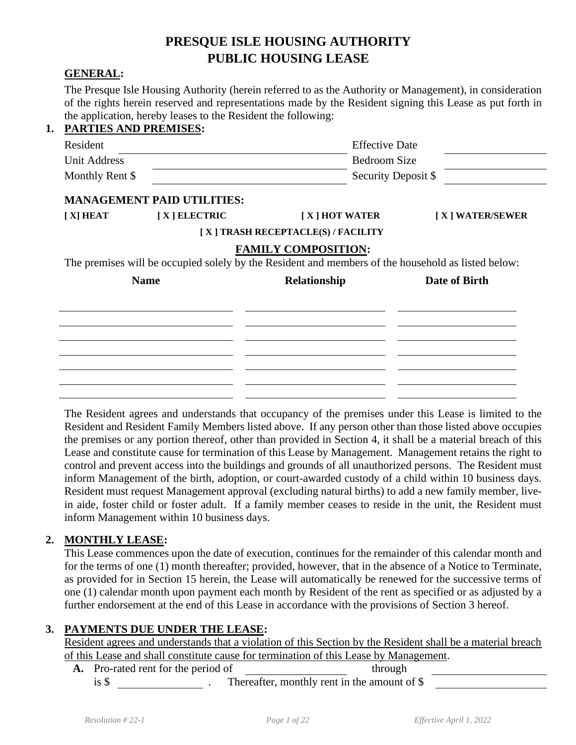# PRESQUE ISLE HOUSING AUTHORITY
# PUBLIC HOUSING LEASE

**GENERAL:**

The Presque Isle Housing Authority (herein referred to as the Authority or Management), in consideration of the rights herein reserved and representations made by the Resident signing this Lease as put forth in the application, hereby leases to the Resident the following:

**1. PARTIES AND PREMISES:**

| | | | |
|---|---|---|---|
| Resident | ______________________ | Effective Date | ____________ |
| Unit Address | ______________________ | Bedroom Size | ____________ |
| Monthly Rent $ | ______________________ | Security Deposit $ | ____________ |

**MANAGEMENT PAID UTILITIES:**

**[ X] HEAT** **[ X ] ELECTRIC** **[ X ] HOT WATER** **[ X ] WATER/SEWER**

**[ X ] TRASH RECEPTACLE(S) / FACILITY**

**FAMILY COMPOSITION:**

The premises will be occupied solely by the Resident and members of the household as listed below:

| Name | Relationship | Date of Birth |
|---|---|---|
| | | |
| | | |
| | | |
| | | |
| | | |
| | | |
| | | |

The Resident agrees and understands that occupancy of the premises under this Lease is limited to the Resident and Resident Family Members listed above. If any person other than those listed above occupies the premises or any portion thereof, other than provided in Section 4, it shall be a material breach of this Lease and constitute cause for termination of this Lease by Management. Management retains the right to control and prevent access into the buildings and grounds of all unauthorized persons. The Resident must inform Management of the birth, adoption, or court-awarded custody of a child within 10 business days. Resident must request Management approval (excluding natural births) to add a new family member, live-in aide, foster child or foster adult. If a family member ceases to reside in the unit, the Resident must inform Management within 10 business days.

**2. MONTHLY LEASE:**

This Lease commences upon the date of execution, continues for the remainder of this calendar month and for the terms of one (1) month thereafter; provided, however, that in the absence of a Notice to Terminate, as provided for in Section 15 herein, the Lease will automatically be renewed for the successive terms of one (1) calendar month upon payment each month by Resident of the rent as specified or as adjusted by a further endorsement at the end of this Lease in accordance with the provisions of Section 3 hereof.

**3. PAYMENTS DUE UNDER THE LEASE:**

<u>Resident agrees and understands that a violation of this Section by the Resident shall be a material breach of this Lease and shall constitute cause for termination of this Lease by Management</u>.

**A.** Pro-rated rent for the period of ____________ through ____________ is $ ____________ . Thereafter, monthly rent in the amount of $ ____________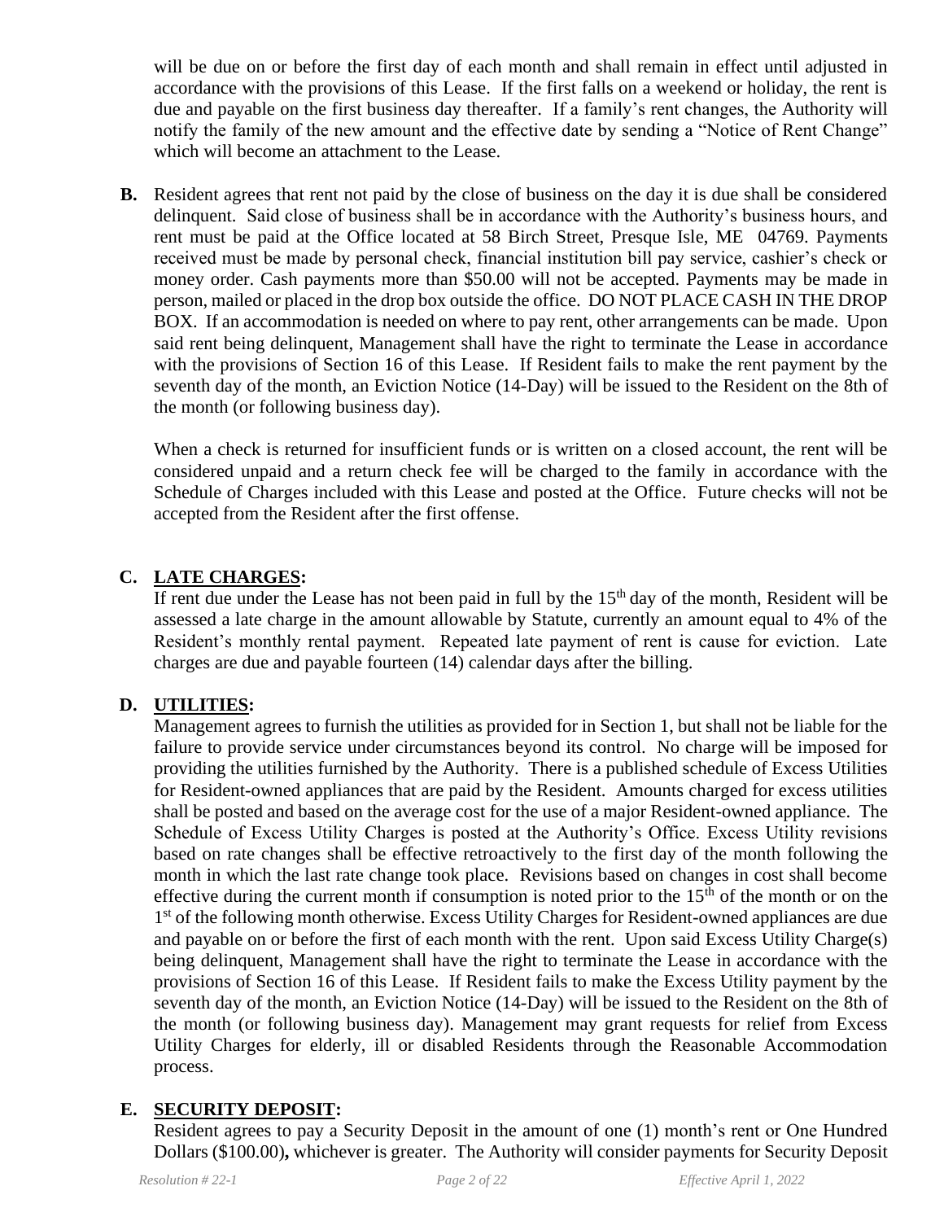will be due on or before the first day of each month and shall remain in effect until adjusted in accordance with the provisions of this Lease. If the first falls on a weekend or holiday, the rent is due and payable on the first business day thereafter. If a family's rent changes, the Authority will notify the family of the new amount and the effective date by sending a "Notice of Rent Change" which will become an attachment to the Lease.

**B.** Resident agrees that rent not paid by the close of business on the day it is due shall be considered delinquent. Said close of business shall be in accordance with the Authority's business hours, and rent must be paid at the Office located at 58 Birch Street, Presque Isle, ME 04769. Payments received must be made by personal check, financial institution bill pay service, cashier's check or money order. Cash payments more than $50.00 will not be accepted. Payments may be made in person, mailed or placed in the drop box outside the office. DO NOT PLACE CASH IN THE DROP BOX. If an accommodation is needed on where to pay rent, other arrangements can be made. Upon said rent being delinquent, Management shall have the right to terminate the Lease in accordance with the provisions of Section 16 of this Lease. If Resident fails to make the rent payment by the seventh day of the month, an Eviction Notice (14-Day) will be issued to the Resident on the 8th of the month (or following business day).

When a check is returned for insufficient funds or is written on a closed account, the rent will be considered unpaid and a return check fee will be charged to the family in accordance with the Schedule of Charges included with this Lease and posted at the Office. Future checks will not be accepted from the Resident after the first offense.

**C. LATE CHARGES:**

If rent due under the Lease has not been paid in full by the 15th day of the month, Resident will be assessed a late charge in the amount allowable by Statute, currently an amount equal to 4% of the Resident's monthly rental payment. Repeated late payment of rent is cause for eviction. Late charges are due and payable fourteen (14) calendar days after the billing.

**D. UTILITIES:**

Management agrees to furnish the utilities as provided for in Section 1, but shall not be liable for the failure to provide service under circumstances beyond its control. No charge will be imposed for providing the utilities furnished by the Authority. There is a published schedule of Excess Utilities for Resident-owned appliances that are paid by the Resident. Amounts charged for excess utilities shall be posted and based on the average cost for the use of a major Resident-owned appliance. The Schedule of Excess Utility Charges is posted at the Authority's Office. Excess Utility revisions based on rate changes shall be effective retroactively to the first day of the month following the month in which the last rate change took place. Revisions based on changes in cost shall become effective during the current month if consumption is noted prior to the 15th of the month or on the 1st of the following month otherwise. Excess Utility Charges for Resident-owned appliances are due and payable on or before the first of each month with the rent. Upon said Excess Utility Charge(s) being delinquent, Management shall have the right to terminate the Lease in accordance with the provisions of Section 16 of this Lease. If Resident fails to make the Excess Utility payment by the seventh day of the month, an Eviction Notice (14-Day) will be issued to the Resident on the 8th of the month (or following business day). Management may grant requests for relief from Excess Utility Charges for elderly, ill or disabled Residents through the Reasonable Accommodation process.

**E. SECURITY DEPOSIT:**

Resident agrees to pay a Security Deposit in the amount of one (1) month's rent or One Hundred Dollars ($100.00)**,** whichever is greater. The Authority will consider payments for Security Deposit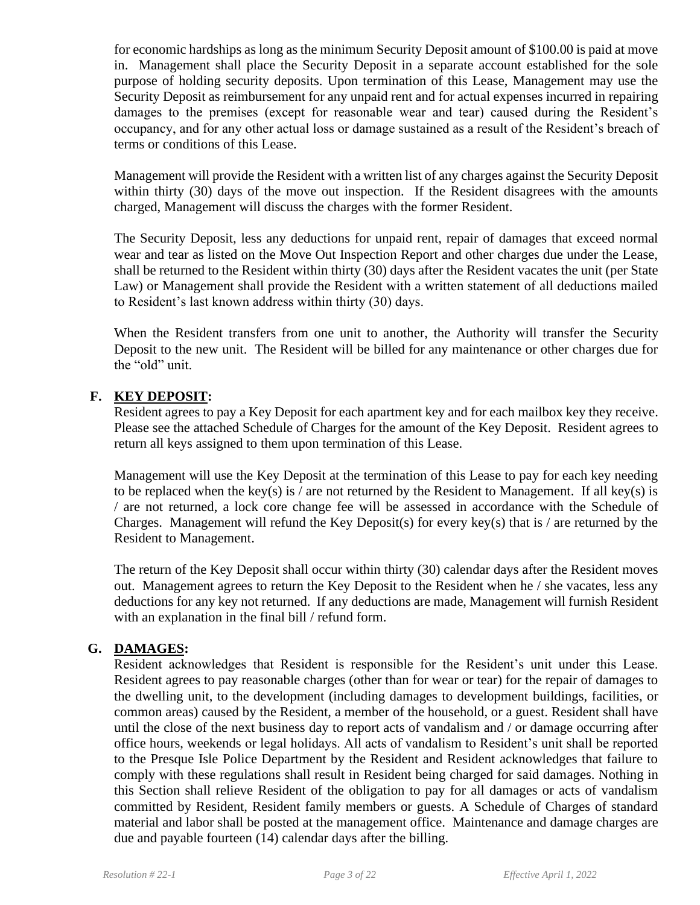for economic hardships as long as the minimum Security Deposit amount of $100.00 is paid at move in. Management shall place the Security Deposit in a separate account established for the sole purpose of holding security deposits. Upon termination of this Lease, Management may use the Security Deposit as reimbursement for any unpaid rent and for actual expenses incurred in repairing damages to the premises (except for reasonable wear and tear) caused during the Resident's occupancy, and for any other actual loss or damage sustained as a result of the Resident's breach of terms or conditions of this Lease.

Management will provide the Resident with a written list of any charges against the Security Deposit within thirty (30) days of the move out inspection. If the Resident disagrees with the amounts charged, Management will discuss the charges with the former Resident.

The Security Deposit, less any deductions for unpaid rent, repair of damages that exceed normal wear and tear as listed on the Move Out Inspection Report and other charges due under the Lease, shall be returned to the Resident within thirty (30) days after the Resident vacates the unit (per State Law) or Management shall provide the Resident with a written statement of all deductions mailed to Resident's last known address within thirty (30) days.

When the Resident transfers from one unit to another, the Authority will transfer the Security Deposit to the new unit. The Resident will be billed for any maintenance or other charges due for the "old" unit.

**F. KEY DEPOSIT:**

Resident agrees to pay a Key Deposit for each apartment key and for each mailbox key they receive. Please see the attached Schedule of Charges for the amount of the Key Deposit. Resident agrees to return all keys assigned to them upon termination of this Lease.

Management will use the Key Deposit at the termination of this Lease to pay for each key needing to be replaced when the key(s) is / are not returned by the Resident to Management. If all key(s) is / are not returned, a lock core change fee will be assessed in accordance with the Schedule of Charges. Management will refund the Key Deposit(s) for every key(s) that is / are returned by the Resident to Management.

The return of the Key Deposit shall occur within thirty (30) calendar days after the Resident moves out. Management agrees to return the Key Deposit to the Resident when he / she vacates, less any deductions for any key not returned. If any deductions are made, Management will furnish Resident with an explanation in the final bill / refund form.

**G. DAMAGES:**

Resident acknowledges that Resident is responsible for the Resident's unit under this Lease. Resident agrees to pay reasonable charges (other than for wear or tear) for the repair of damages to the dwelling unit, to the development (including damages to development buildings, facilities, or common areas) caused by the Resident, a member of the household, or a guest. Resident shall have until the close of the next business day to report acts of vandalism and / or damage occurring after office hours, weekends or legal holidays. All acts of vandalism to Resident's unit shall be reported to the Presque Isle Police Department by the Resident and Resident acknowledges that failure to comply with these regulations shall result in Resident being charged for said damages. Nothing in this Section shall relieve Resident of the obligation to pay for all damages or acts of vandalism committed by Resident, Resident family members or guests. A Schedule of Charges of standard material and labor shall be posted at the management office. Maintenance and damage charges are due and payable fourteen (14) calendar days after the billing.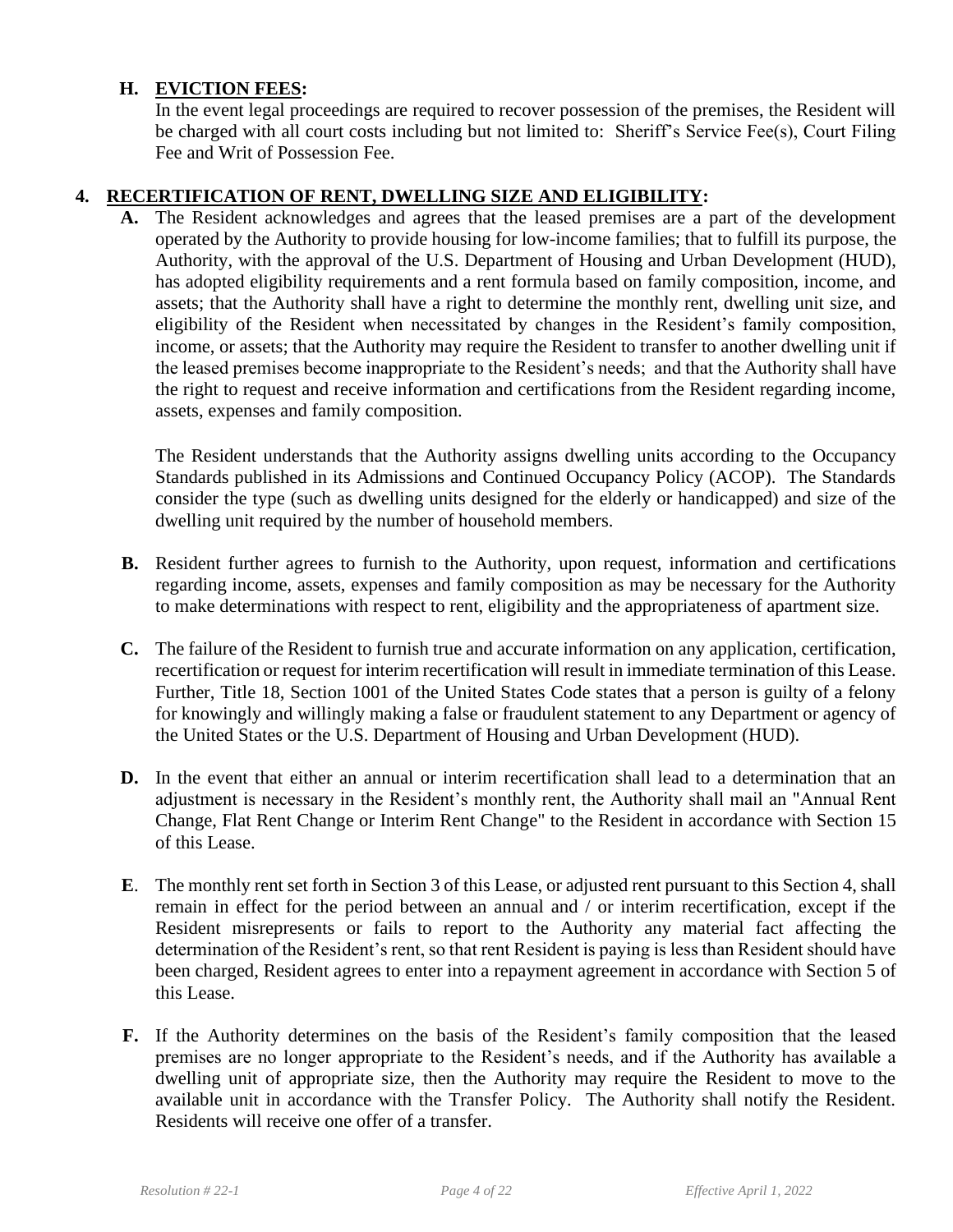**H. EVICTION FEES:**

In the event legal proceedings are required to recover possession of the premises, the Resident will be charged with all court costs including but not limited to: Sheriff's Service Fee(s), Court Filing Fee and Writ of Possession Fee.

## 4. RECERTIFICATION OF RENT, DWELLING SIZE AND ELIGIBILITY:

**A.** The Resident acknowledges and agrees that the leased premises are a part of the development operated by the Authority to provide housing for low-income families; that to fulfill its purpose, the Authority, with the approval of the U.S. Department of Housing and Urban Development (HUD), has adopted eligibility requirements and a rent formula based on family composition, income, and assets; that the Authority shall have a right to determine the monthly rent, dwelling unit size, and eligibility of the Resident when necessitated by changes in the Resident's family composition, income, or assets; that the Authority may require the Resident to transfer to another dwelling unit if the leased premises become inappropriate to the Resident's needs; and that the Authority shall have the right to request and receive information and certifications from the Resident regarding income, assets, expenses and family composition.

The Resident understands that the Authority assigns dwelling units according to the Occupancy Standards published in its Admissions and Continued Occupancy Policy (ACOP). The Standards consider the type (such as dwelling units designed for the elderly or handicapped) and size of the dwelling unit required by the number of household members.

**B.** Resident further agrees to furnish to the Authority, upon request, information and certifications regarding income, assets, expenses and family composition as may be necessary for the Authority to make determinations with respect to rent, eligibility and the appropriateness of apartment size.

**C.** The failure of the Resident to furnish true and accurate information on any application, certification, recertification or request for interim recertification will result in immediate termination of this Lease. Further, Title 18, Section 1001 of the United States Code states that a person is guilty of a felony for knowingly and willingly making a false or fraudulent statement to any Department or agency of the United States or the U.S. Department of Housing and Urban Development (HUD).

**D.** In the event that either an annual or interim recertification shall lead to a determination that an adjustment is necessary in the Resident's monthly rent, the Authority shall mail an "Annual Rent Change, Flat Rent Change or Interim Rent Change" to the Resident in accordance with Section 15 of this Lease.

**E**. The monthly rent set forth in Section 3 of this Lease, or adjusted rent pursuant to this Section 4, shall remain in effect for the period between an annual and / or interim recertification, except if the Resident misrepresents or fails to report to the Authority any material fact affecting the determination of the Resident's rent, so that rent Resident is paying is less than Resident should have been charged, Resident agrees to enter into a repayment agreement in accordance with Section 5 of this Lease.

**F.** If the Authority determines on the basis of the Resident's family composition that the leased premises are no longer appropriate to the Resident's needs, and if the Authority has available a dwelling unit of appropriate size, then the Authority may require the Resident to move to the available unit in accordance with the Transfer Policy. The Authority shall notify the Resident. Residents will receive one offer of a transfer.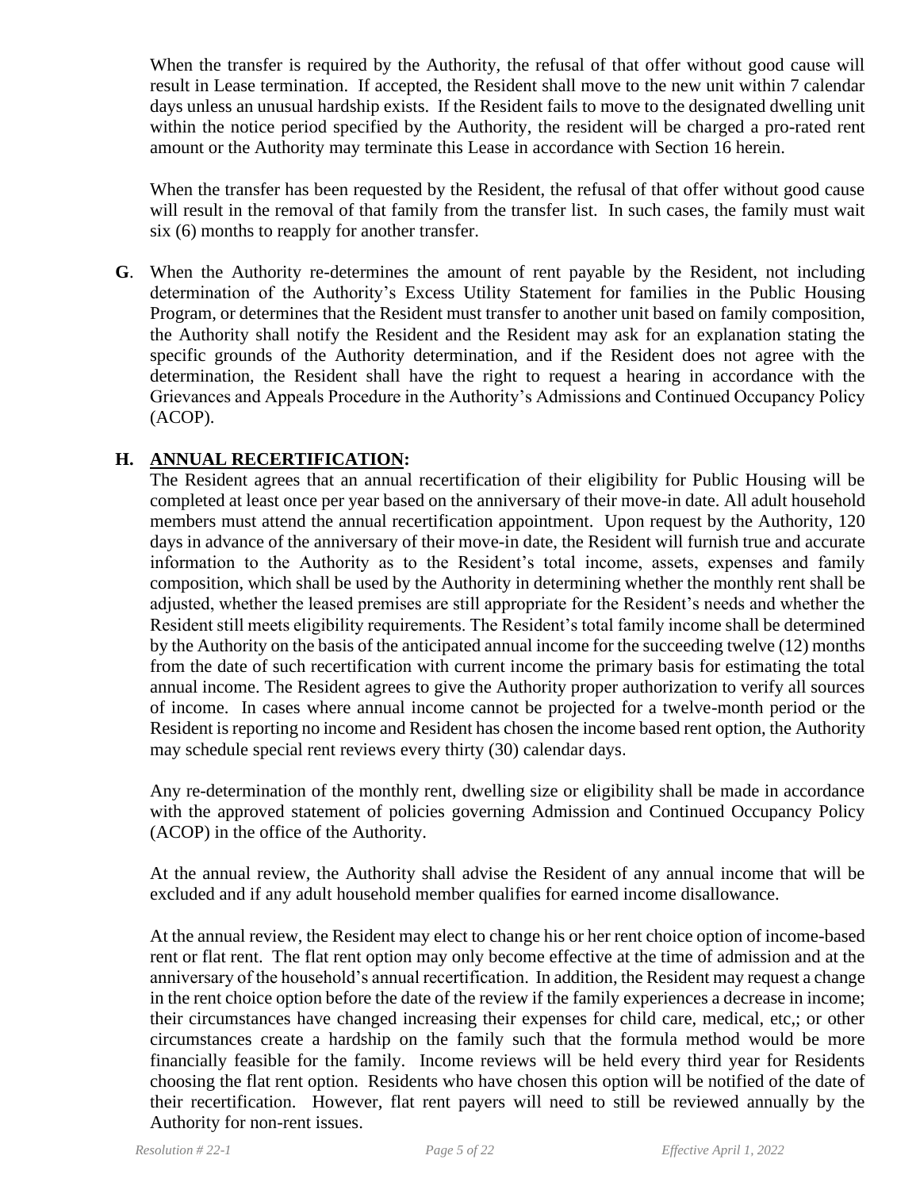When the transfer is required by the Authority, the refusal of that offer without good cause will result in Lease termination. If accepted, the Resident shall move to the new unit within 7 calendar days unless an unusual hardship exists. If the Resident fails to move to the designated dwelling unit within the notice period specified by the Authority, the resident will be charged a pro-rated rent amount or the Authority may terminate this Lease in accordance with Section 16 herein.

When the transfer has been requested by the Resident, the refusal of that offer without good cause will result in the removal of that family from the transfer list. In such cases, the family must wait six (6) months to reapply for another transfer.

**G**. When the Authority re-determines the amount of rent payable by the Resident, not including determination of the Authority's Excess Utility Statement for families in the Public Housing Program, or determines that the Resident must transfer to another unit based on family composition, the Authority shall notify the Resident and the Resident may ask for an explanation stating the specific grounds of the Authority determination, and if the Resident does not agree with the determination, the Resident shall have the right to request a hearing in accordance with the Grievances and Appeals Procedure in the Authority's Admissions and Continued Occupancy Policy (ACOP).

**H. <u>ANNUAL RECERTIFICATION</u>:**

The Resident agrees that an annual recertification of their eligibility for Public Housing will be completed at least once per year based on the anniversary of their move-in date. All adult household members must attend the annual recertification appointment. Upon request by the Authority, 120 days in advance of the anniversary of their move-in date, the Resident will furnish true and accurate information to the Authority as to the Resident's total income, assets, expenses and family composition, which shall be used by the Authority in determining whether the monthly rent shall be adjusted, whether the leased premises are still appropriate for the Resident's needs and whether the Resident still meets eligibility requirements. The Resident's total family income shall be determined by the Authority on the basis of the anticipated annual income for the succeeding twelve (12) months from the date of such recertification with current income the primary basis for estimating the total annual income. The Resident agrees to give the Authority proper authorization to verify all sources of income. In cases where annual income cannot be projected for a twelve-month period or the Resident is reporting no income and Resident has chosen the income based rent option, the Authority may schedule special rent reviews every thirty (30) calendar days.

Any re-determination of the monthly rent, dwelling size or eligibility shall be made in accordance with the approved statement of policies governing Admission and Continued Occupancy Policy (ACOP) in the office of the Authority.

At the annual review, the Authority shall advise the Resident of any annual income that will be excluded and if any adult household member qualifies for earned income disallowance.

At the annual review, the Resident may elect to change his or her rent choice option of income-based rent or flat rent. The flat rent option may only become effective at the time of admission and at the anniversary of the household's annual recertification. In addition, the Resident may request a change in the rent choice option before the date of the review if the family experiences a decrease in income; their circumstances have changed increasing their expenses for child care, medical, etc,; or other circumstances create a hardship on the family such that the formula method would be more financially feasible for the family. Income reviews will be held every third year for Residents choosing the flat rent option. Residents who have chosen this option will be notified of the date of their recertification. However, flat rent payers will need to still be reviewed annually by the Authority for non-rent issues.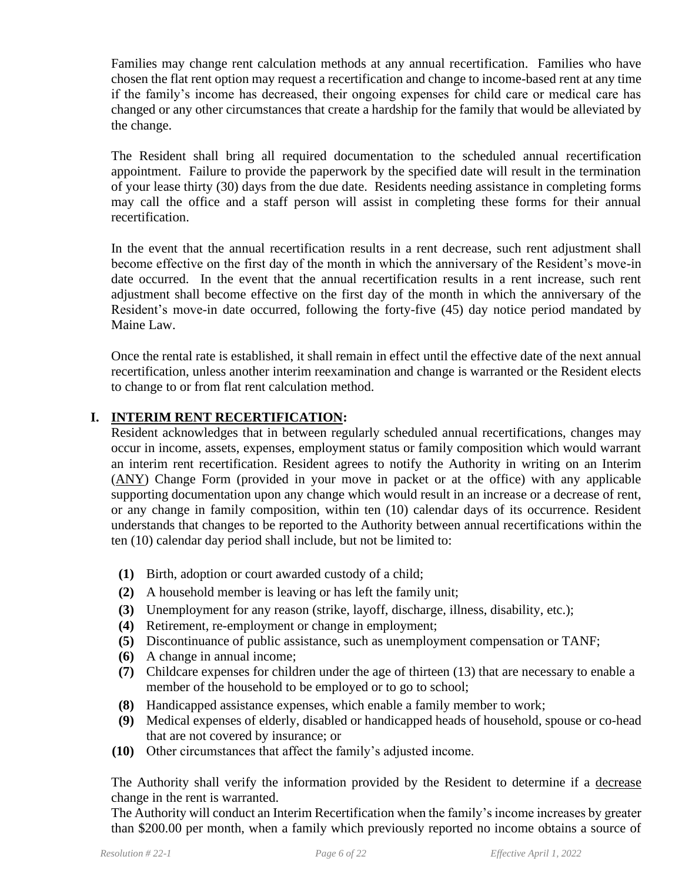Families may change rent calculation methods at any annual recertification. Families who have chosen the flat rent option may request a recertification and change to income-based rent at any time if the family's income has decreased, their ongoing expenses for child care or medical care has changed or any other circumstances that create a hardship for the family that would be alleviated by the change.

The Resident shall bring all required documentation to the scheduled annual recertification appointment. Failure to provide the paperwork by the specified date will result in the termination of your lease thirty (30) days from the due date. Residents needing assistance in completing forms may call the office and a staff person will assist in completing these forms for their annual recertification.

In the event that the annual recertification results in a rent decrease, such rent adjustment shall become effective on the first day of the month in which the anniversary of the Resident's move-in date occurred. In the event that the annual recertification results in a rent increase, such rent adjustment shall become effective on the first day of the month in which the anniversary of the Resident's move-in date occurred, following the forty-five (45) day notice period mandated by Maine Law.

Once the rental rate is established, it shall remain in effect until the effective date of the next annual recertification, unless another interim reexamination and change is warranted or the Resident elects to change to or from flat rent calculation method.

## I. INTERIM RENT RECERTIFICATION:

Resident acknowledges that in between regularly scheduled annual recertifications, changes may occur in income, assets, expenses, employment status or family composition which would warrant an interim rent recertification. Resident agrees to notify the Authority in writing on an Interim (ANY) Change Form (provided in your move in packet or at the office) with any applicable supporting documentation upon any change which would result in an increase or a decrease of rent, or any change in family composition, within ten (10) calendar days of its occurrence. Resident understands that changes to be reported to the Authority between annual recertifications within the ten (10) calendar day period shall include, but not be limited to:

**(1)** Birth, adoption or court awarded custody of a child;
**(2)** A household member is leaving or has left the family unit;
**(3)** Unemployment for any reason (strike, layoff, discharge, illness, disability, etc.);
**(4)** Retirement, re-employment or change in employment;
**(5)** Discontinuance of public assistance, such as unemployment compensation or TANF;
**(6)** A change in annual income;
**(7)** Childcare expenses for children under the age of thirteen (13) that are necessary to enable a member of the household to be employed or to go to school;
**(8)** Handicapped assistance expenses, which enable a family member to work;
**(9)** Medical expenses of elderly, disabled or handicapped heads of household, spouse or co-head that are not covered by insurance; or
**(10)** Other circumstances that affect the family's adjusted income.

The Authority shall verify the information provided by the Resident to determine if a decrease change in the rent is warranted.

The Authority will conduct an Interim Recertification when the family's income increases by greater than $200.00 per month, when a family which previously reported no income obtains a source of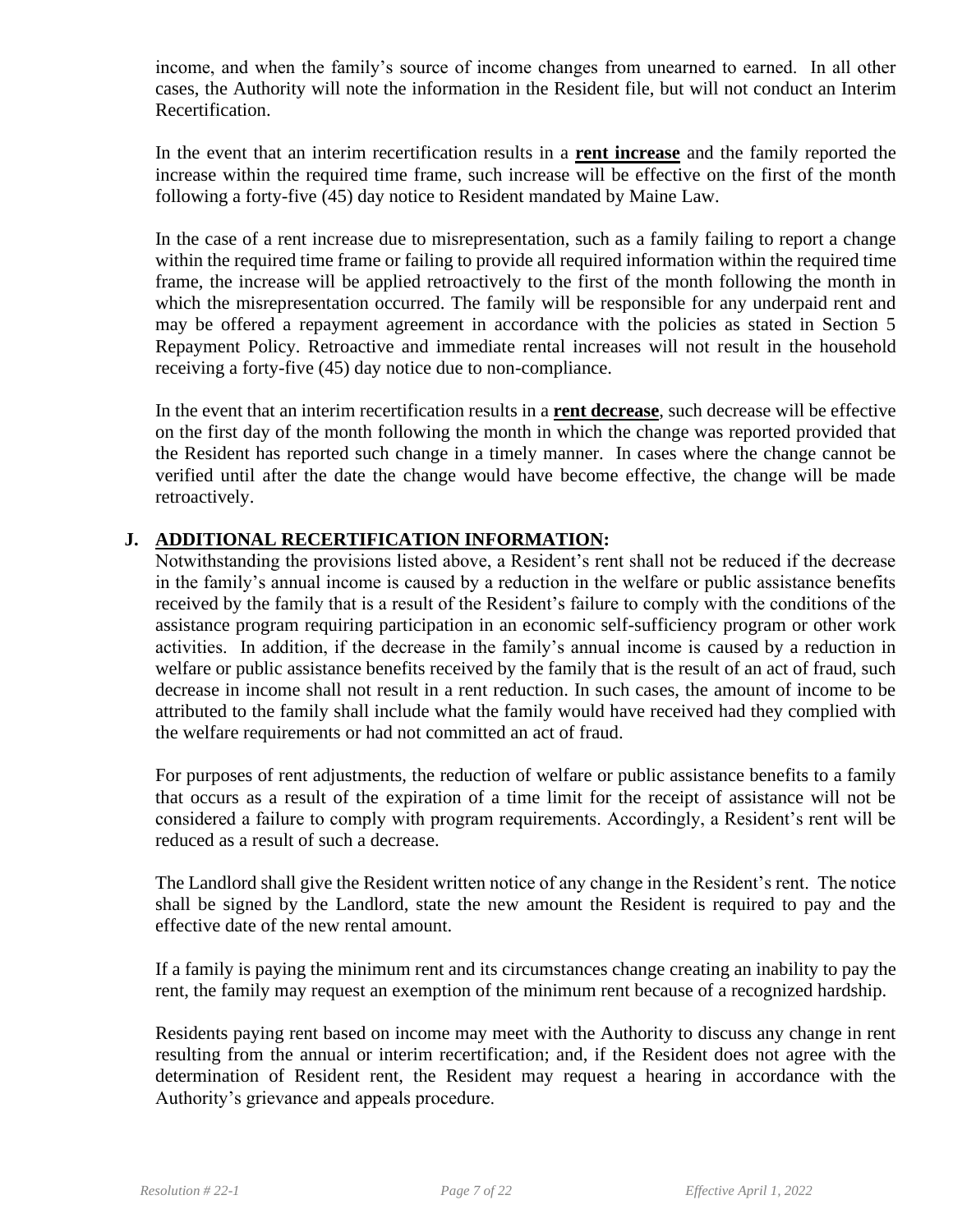income, and when the family's source of income changes from unearned to earned. In all other cases, the Authority will note the information in the Resident file, but will not conduct an Interim Recertification.

In the event that an interim recertification results in a **rent increase** and the family reported the increase within the required time frame, such increase will be effective on the first of the month following a forty-five (45) day notice to Resident mandated by Maine Law.

In the case of a rent increase due to misrepresentation, such as a family failing to report a change within the required time frame or failing to provide all required information within the required time frame, the increase will be applied retroactively to the first of the month following the month in which the misrepresentation occurred. The family will be responsible for any underpaid rent and may be offered a repayment agreement in accordance with the policies as stated in Section 5 Repayment Policy. Retroactive and immediate rental increases will not result in the household receiving a forty-five (45) day notice due to non-compliance.

In the event that an interim recertification results in a **rent decrease**, such decrease will be effective on the first day of the month following the month in which the change was reported provided that the Resident has reported such change in a timely manner. In cases where the change cannot be verified until after the date the change would have become effective, the change will be made retroactively.

### J. ADDITIONAL RECERTIFICATION INFORMATION:

Notwithstanding the provisions listed above, a Resident's rent shall not be reduced if the decrease in the family's annual income is caused by a reduction in the welfare or public assistance benefits received by the family that is a result of the Resident's failure to comply with the conditions of the assistance program requiring participation in an economic self-sufficiency program or other work activities. In addition, if the decrease in the family's annual income is caused by a reduction in welfare or public assistance benefits received by the family that is the result of an act of fraud, such decrease in income shall not result in a rent reduction. In such cases, the amount of income to be attributed to the family shall include what the family would have received had they complied with the welfare requirements or had not committed an act of fraud.

For purposes of rent adjustments, the reduction of welfare or public assistance benefits to a family that occurs as a result of the expiration of a time limit for the receipt of assistance will not be considered a failure to comply with program requirements. Accordingly, a Resident's rent will be reduced as a result of such a decrease.

The Landlord shall give the Resident written notice of any change in the Resident's rent. The notice shall be signed by the Landlord, state the new amount the Resident is required to pay and the effective date of the new rental amount.

If a family is paying the minimum rent and its circumstances change creating an inability to pay the rent, the family may request an exemption of the minimum rent because of a recognized hardship.

Residents paying rent based on income may meet with the Authority to discuss any change in rent resulting from the annual or interim recertification; and, if the Resident does not agree with the determination of Resident rent, the Resident may request a hearing in accordance with the Authority's grievance and appeals procedure.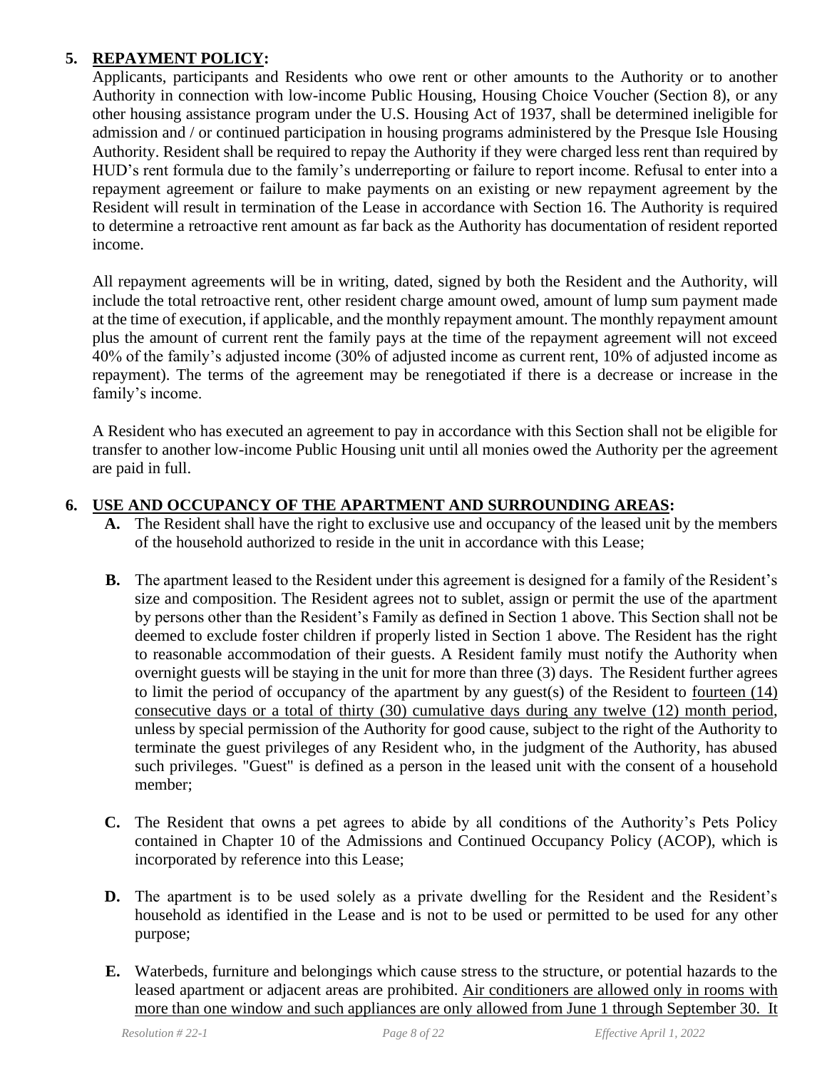## 5. REPAYMENT POLICY:

Applicants, participants and Residents who owe rent or other amounts to the Authority or to another Authority in connection with low-income Public Housing, Housing Choice Voucher (Section 8), or any other housing assistance program under the U.S. Housing Act of 1937, shall be determined ineligible for admission and / or continued participation in housing programs administered by the Presque Isle Housing Authority. Resident shall be required to repay the Authority if they were charged less rent than required by HUD's rent formula due to the family's underreporting or failure to report income. Refusal to enter into a repayment agreement or failure to make payments on an existing or new repayment agreement by the Resident will result in termination of the Lease in accordance with Section 16. The Authority is required to determine a retroactive rent amount as far back as the Authority has documentation of resident reported income.

All repayment agreements will be in writing, dated, signed by both the Resident and the Authority, will include the total retroactive rent, other resident charge amount owed, amount of lump sum payment made at the time of execution, if applicable, and the monthly repayment amount. The monthly repayment amount plus the amount of current rent the family pays at the time of the repayment agreement will not exceed 40% of the family's adjusted income (30% of adjusted income as current rent, 10% of adjusted income as repayment). The terms of the agreement may be renegotiated if there is a decrease or increase in the family's income.

A Resident who has executed an agreement to pay in accordance with this Section shall not be eligible for transfer to another low-income Public Housing unit until all monies owed the Authority per the agreement are paid in full.

## 6. USE AND OCCUPANCY OF THE APARTMENT AND SURROUNDING AREAS:

**A.** The Resident shall have the right to exclusive use and occupancy of the leased unit by the members of the household authorized to reside in the unit in accordance with this Lease;

**B.** The apartment leased to the Resident under this agreement is designed for a family of the Resident's size and composition. The Resident agrees not to sublet, assign or permit the use of the apartment by persons other than the Resident's Family as defined in Section 1 above. This Section shall not be deemed to exclude foster children if properly listed in Section 1 above. The Resident has the right to reasonable accommodation of their guests. A Resident family must notify the Authority when overnight guests will be staying in the unit for more than three (3) days. The Resident further agrees to limit the period of occupancy of the apartment by any guest(s) of the Resident to <u>fourteen (14) consecutive days or a total of thirty (30) cumulative days during any twelve (12) month period</u>, unless by special permission of the Authority for good cause, subject to the right of the Authority to terminate the guest privileges of any Resident who, in the judgment of the Authority, has abused such privileges. "Guest" is defined as a person in the leased unit with the consent of a household member;

**C.** The Resident that owns a pet agrees to abide by all conditions of the Authority's Pets Policy contained in Chapter 10 of the Admissions and Continued Occupancy Policy (ACOP), which is incorporated by reference into this Lease;

**D.** The apartment is to be used solely as a private dwelling for the Resident and the Resident's household as identified in the Lease and is not to be used or permitted to be used for any other purpose;

**E.** Waterbeds, furniture and belongings which cause stress to the structure, or potential hazards to the leased apartment or adjacent areas are prohibited. <u>Air conditioners are allowed only in rooms with more than one window and such appliances are only allowed from June 1 through September 30. It</u>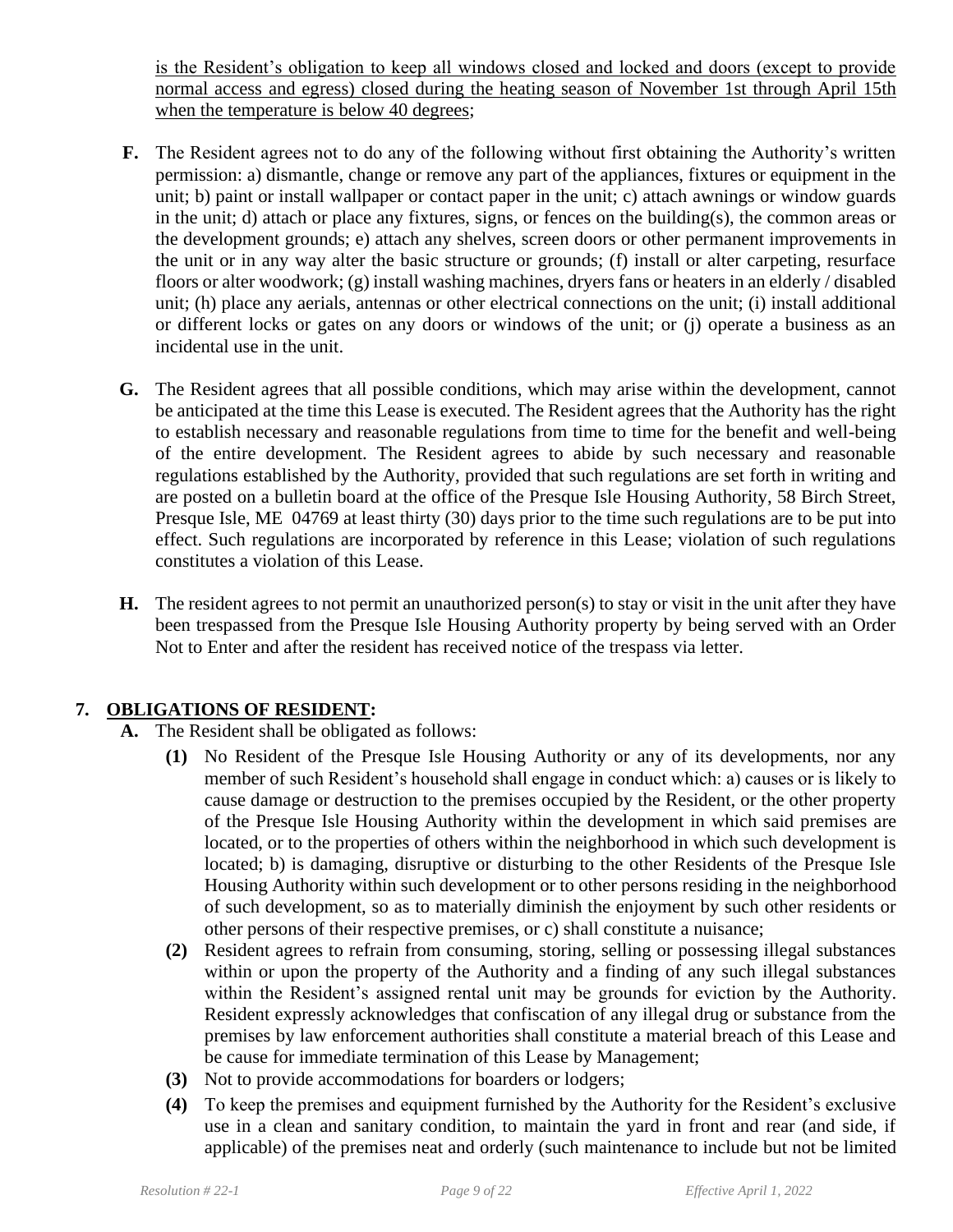is the Resident's obligation to keep all windows closed and locked and doors (except to provide normal access and egress) closed during the heating season of November 1st through April 15th when the temperature is below 40 degrees;

**F.** The Resident agrees not to do any of the following without first obtaining the Authority's written permission: a) dismantle, change or remove any part of the appliances, fixtures or equipment in the unit; b) paint or install wallpaper or contact paper in the unit; c) attach awnings or window guards in the unit; d) attach or place any fixtures, signs, or fences on the building(s), the common areas or the development grounds; e) attach any shelves, screen doors or other permanent improvements in the unit or in any way alter the basic structure or grounds; (f) install or alter carpeting, resurface floors or alter woodwork; (g) install washing machines, dryers fans or heaters in an elderly / disabled unit; (h) place any aerials, antennas or other electrical connections on the unit; (i) install additional or different locks or gates on any doors or windows of the unit; or (j) operate a business as an incidental use in the unit.

**G.** The Resident agrees that all possible conditions, which may arise within the development, cannot be anticipated at the time this Lease is executed. The Resident agrees that the Authority has the right to establish necessary and reasonable regulations from time to time for the benefit and well-being of the entire development. The Resident agrees to abide by such necessary and reasonable regulations established by the Authority, provided that such regulations are set forth in writing and are posted on a bulletin board at the office of the Presque Isle Housing Authority, 58 Birch Street, Presque Isle, ME 04769 at least thirty (30) days prior to the time such regulations are to be put into effect. Such regulations are incorporated by reference in this Lease; violation of such regulations constitutes a violation of this Lease.

**H.** The resident agrees to not permit an unauthorized person(s) to stay or visit in the unit after they have been trespassed from the Presque Isle Housing Authority property by being served with an Order Not to Enter and after the resident has received notice of the trespass via letter.

## 7. OBLIGATIONS OF RESIDENT:

**A.** The Resident shall be obligated as follows:

**(1)** No Resident of the Presque Isle Housing Authority or any of its developments, nor any member of such Resident's household shall engage in conduct which: a) causes or is likely to cause damage or destruction to the premises occupied by the Resident, or the other property of the Presque Isle Housing Authority within the development in which said premises are located, or to the properties of others within the neighborhood in which such development is located; b) is damaging, disruptive or disturbing to the other Residents of the Presque Isle Housing Authority within such development or to other persons residing in the neighborhood of such development, so as to materially diminish the enjoyment by such other residents or other persons of their respective premises, or c) shall constitute a nuisance;

**(2)** Resident agrees to refrain from consuming, storing, selling or possessing illegal substances within or upon the property of the Authority and a finding of any such illegal substances within the Resident's assigned rental unit may be grounds for eviction by the Authority. Resident expressly acknowledges that confiscation of any illegal drug or substance from the premises by law enforcement authorities shall constitute a material breach of this Lease and be cause for immediate termination of this Lease by Management;

**(3)** Not to provide accommodations for boarders or lodgers;

**(4)** To keep the premises and equipment furnished by the Authority for the Resident's exclusive use in a clean and sanitary condition, to maintain the yard in front and rear (and side, if applicable) of the premises neat and orderly (such maintenance to include but not be limited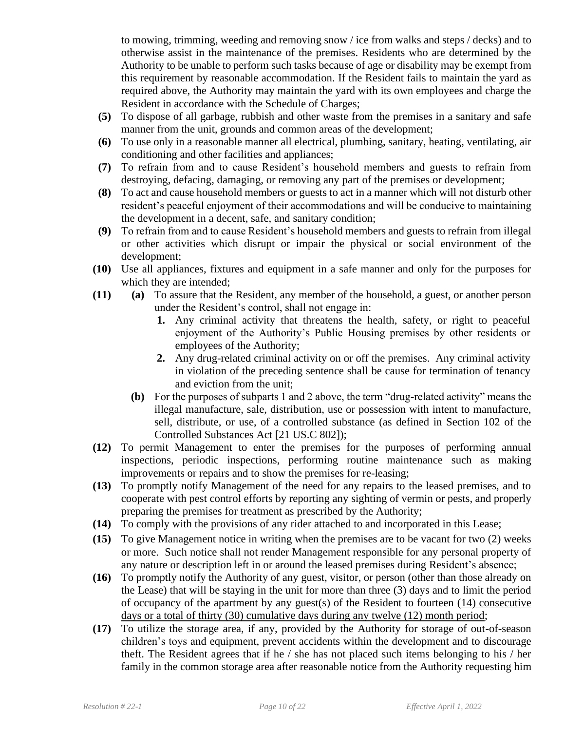to mowing, trimming, weeding and removing snow / ice from walks and steps / decks) and to otherwise assist in the maintenance of the premises. Residents who are determined by the Authority to be unable to perform such tasks because of age or disability may be exempt from this requirement by reasonable accommodation. If the Resident fails to maintain the yard as required above, the Authority may maintain the yard with its own employees and charge the Resident in accordance with the Schedule of Charges;

**(5)** To dispose of all garbage, rubbish and other waste from the premises in a sanitary and safe manner from the unit, grounds and common areas of the development;

**(6)** To use only in a reasonable manner all electrical, plumbing, sanitary, heating, ventilating, air conditioning and other facilities and appliances;

**(7)** To refrain from and to cause Resident's household members and guests to refrain from destroying, defacing, damaging, or removing any part of the premises or development;

**(8)** To act and cause household members or guests to act in a manner which will not disturb other resident's peaceful enjoyment of their accommodations and will be conducive to maintaining the development in a decent, safe, and sanitary condition;

**(9)** To refrain from and to cause Resident's household members and guests to refrain from illegal or other activities which disrupt or impair the physical or social environment of the development;

**(10)** Use all appliances, fixtures and equipment in a safe manner and only for the purposes for which they are intended;

**(11)** **(a)** To assure that the Resident, any member of the household, a guest, or another person under the Resident's control, shall not engage in:

  **1.** Any criminal activity that threatens the health, safety, or right to peaceful enjoyment of the Authority's Public Housing premises by other residents or employees of the Authority;

  **2.** Any drug-related criminal activity on or off the premises. Any criminal activity in violation of the preceding sentence shall be cause for termination of tenancy and eviction from the unit;

**(b)** For the purposes of subparts 1 and 2 above, the term "drug-related activity" means the illegal manufacture, sale, distribution, use or possession with intent to manufacture, sell, distribute, or use, of a controlled substance (as defined in Section 102 of the Controlled Substances Act [21 US.C 802]);

**(12)** To permit Management to enter the premises for the purposes of performing annual inspections, periodic inspections, performing routine maintenance such as making improvements or repairs and to show the premises for re-leasing;

**(13)** To promptly notify Management of the need for any repairs to the leased premises, and to cooperate with pest control efforts by reporting any sighting of vermin or pests, and properly preparing the premises for treatment as prescribed by the Authority;

**(14)** To comply with the provisions of any rider attached to and incorporated in this Lease;

**(15)** To give Management notice in writing when the premises are to be vacant for two (2) weeks or more. Such notice shall not render Management responsible for any personal property of any nature or description left in or around the leased premises during Resident's absence;

**(16)** To promptly notify the Authority of any guest, visitor, or person (other than those already on the Lease) that will be staying in the unit for more than three (3) days and to limit the period of occupancy of the apartment by any guest(s) of the Resident to fourteen <u>(14) consecutive days or a total of thirty (30) cumulative days during any twelve (12) month period</u>;

**(17)** To utilize the storage area, if any, provided by the Authority for storage of out-of-season children's toys and equipment, prevent accidents within the development and to discourage theft. The Resident agrees that if he / she has not placed such items belonging to his / her family in the common storage area after reasonable notice from the Authority requesting him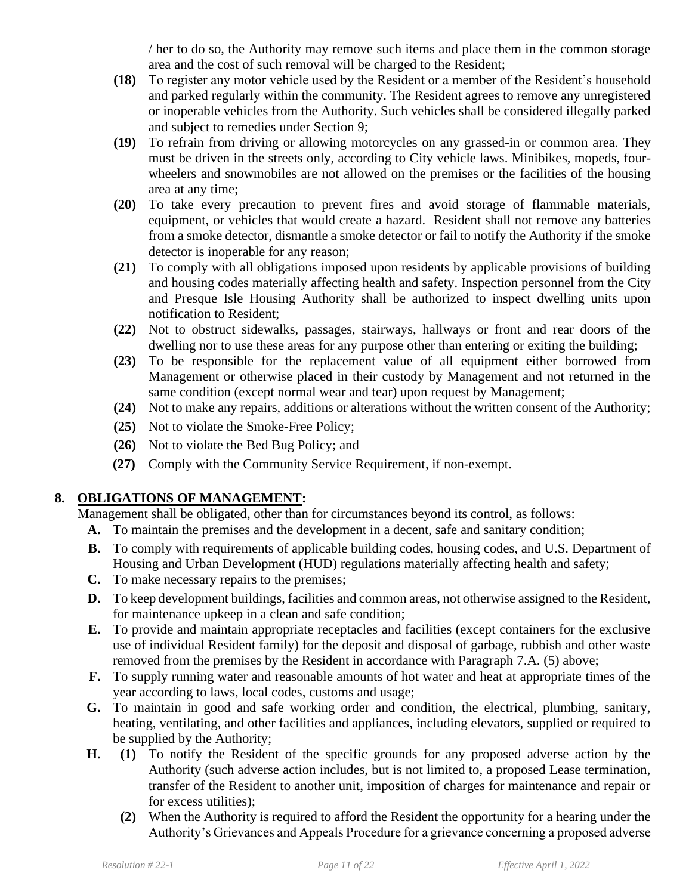/ her to do so, the Authority may remove such items and place them in the common storage area and the cost of such removal will be charged to the Resident;

- **(18)** To register any motor vehicle used by the Resident or a member of the Resident's household and parked regularly within the community. The Resident agrees to remove any unregistered or inoperable vehicles from the Authority. Such vehicles shall be considered illegally parked and subject to remedies under Section 9;
- **(19)** To refrain from driving or allowing motorcycles on any grassed-in or common area. They must be driven in the streets only, according to City vehicle laws. Minibikes, mopeds, four-wheelers and snowmobiles are not allowed on the premises or the facilities of the housing area at any time;
- **(20)** To take every precaution to prevent fires and avoid storage of flammable materials, equipment, or vehicles that would create a hazard. Resident shall not remove any batteries from a smoke detector, dismantle a smoke detector or fail to notify the Authority if the smoke detector is inoperable for any reason;
- **(21)** To comply with all obligations imposed upon residents by applicable provisions of building and housing codes materially affecting health and safety. Inspection personnel from the City and Presque Isle Housing Authority shall be authorized to inspect dwelling units upon notification to Resident;
- **(22)** Not to obstruct sidewalks, passages, stairways, hallways or front and rear doors of the dwelling nor to use these areas for any purpose other than entering or exiting the building;
- **(23)** To be responsible for the replacement value of all equipment either borrowed from Management or otherwise placed in their custody by Management and not returned in the same condition (except normal wear and tear) upon request by Management;
- **(24)** Not to make any repairs, additions or alterations without the written consent of the Authority;
- **(25)** Not to violate the Smoke-Free Policy;
- **(26)** Not to violate the Bed Bug Policy; and
- **(27)** Comply with the Community Service Requirement, if non-exempt.

## 8. OBLIGATIONS OF MANAGEMENT:

Management shall be obligated, other than for circumstances beyond its control, as follows:

- **A.** To maintain the premises and the development in a decent, safe and sanitary condition;
- **B.** To comply with requirements of applicable building codes, housing codes, and U.S. Department of Housing and Urban Development (HUD) regulations materially affecting health and safety;
- **C.** To make necessary repairs to the premises;
- **D.** To keep development buildings, facilities and common areas, not otherwise assigned to the Resident, for maintenance upkeep in a clean and safe condition;
- **E.** To provide and maintain appropriate receptacles and facilities (except containers for the exclusive use of individual Resident family) for the deposit and disposal of garbage, rubbish and other waste removed from the premises by the Resident in accordance with Paragraph 7.A. (5) above;
- **F.** To supply running water and reasonable amounts of hot water and heat at appropriate times of the year according to laws, local codes, customs and usage;
- **G.** To maintain in good and safe working order and condition, the electrical, plumbing, sanitary, heating, ventilating, and other facilities and appliances, including elevators, supplied or required to be supplied by the Authority;
- **H.**
  - **(1)** To notify the Resident of the specific grounds for any proposed adverse action by the Authority (such adverse action includes, but is not limited to, a proposed Lease termination, transfer of the Resident to another unit, imposition of charges for maintenance and repair or for excess utilities);
  - **(2)** When the Authority is required to afford the Resident the opportunity for a hearing under the Authority's Grievances and Appeals Procedure for a grievance concerning a proposed adverse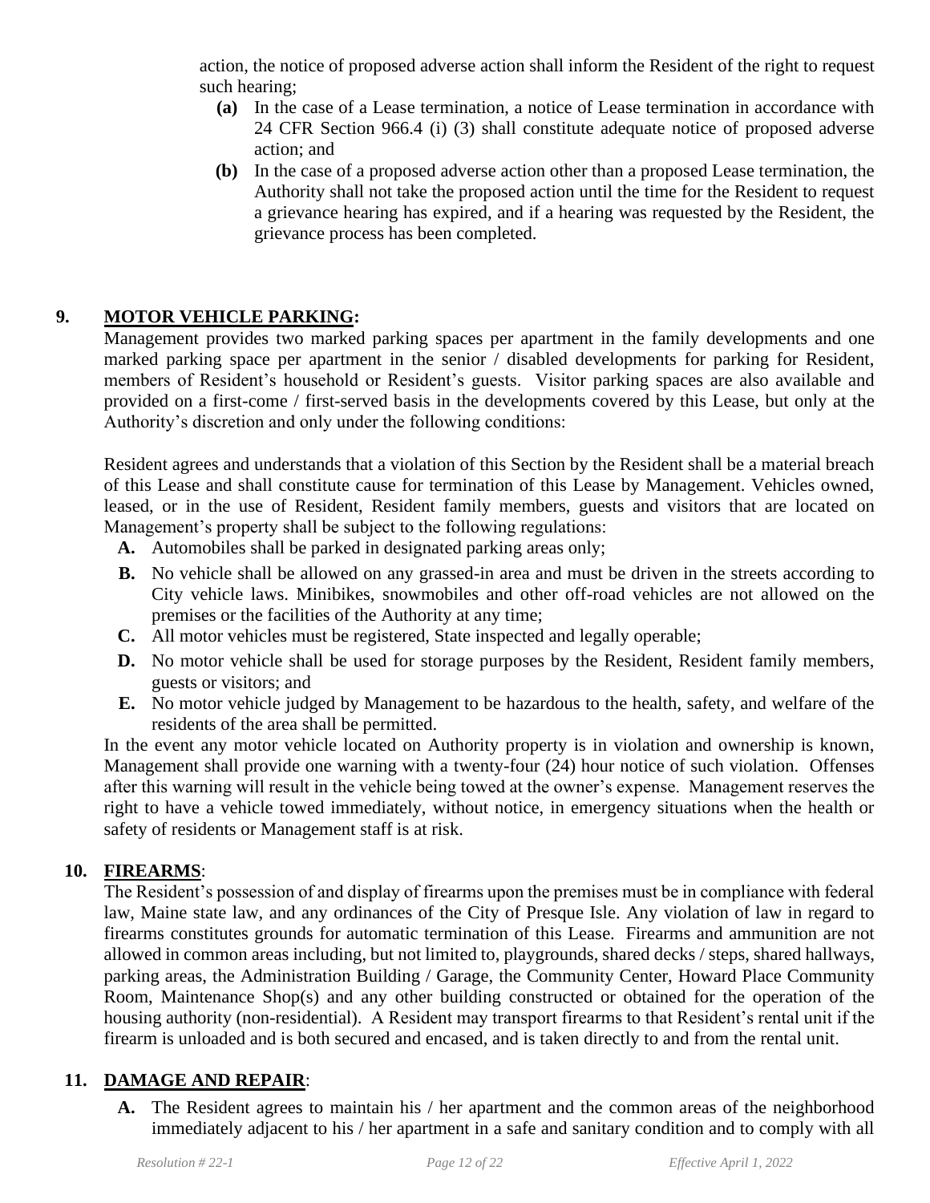action, the notice of proposed adverse action shall inform the Resident of the right to request such hearing;

- **(a)** In the case of a Lease termination, a notice of Lease termination in accordance with 24 CFR Section 966.4 (i) (3) shall constitute adequate notice of proposed adverse action; and
- **(b)** In the case of a proposed adverse action other than a proposed Lease termination, the Authority shall not take the proposed action until the time for the Resident to request a grievance hearing has expired, and if a hearing was requested by the Resident, the grievance process has been completed.

## 9. <u>MOTOR VEHICLE PARKING</u>:

Management provides two marked parking spaces per apartment in the family developments and one marked parking space per apartment in the senior / disabled developments for parking for Resident, members of Resident's household or Resident's guests. Visitor parking spaces are also available and provided on a first-come / first-served basis in the developments covered by this Lease, but only at the Authority's discretion and only under the following conditions:

Resident agrees and understands that a violation of this Section by the Resident shall be a material breach of this Lease and shall constitute cause for termination of this Lease by Management. Vehicles owned, leased, or in the use of Resident, Resident family members, guests and visitors that are located on Management's property shall be subject to the following regulations:

- **A.** Automobiles shall be parked in designated parking areas only;
- **B.** No vehicle shall be allowed on any grassed-in area and must be driven in the streets according to City vehicle laws. Minibikes, snowmobiles and other off-road vehicles are not allowed on the premises or the facilities of the Authority at any time;
- **C.** All motor vehicles must be registered, State inspected and legally operable;
- **D.** No motor vehicle shall be used for storage purposes by the Resident, Resident family members, guests or visitors; and
- **E.** No motor vehicle judged by Management to be hazardous to the health, safety, and welfare of the residents of the area shall be permitted.

In the event any motor vehicle located on Authority property is in violation and ownership is known, Management shall provide one warning with a twenty-four (24) hour notice of such violation. Offenses after this warning will result in the vehicle being towed at the owner's expense. Management reserves the right to have a vehicle towed immediately, without notice, in emergency situations when the health or safety of residents or Management staff is at risk.

## 10. <u>FIREARMS</u>:

The Resident's possession of and display of firearms upon the premises must be in compliance with federal law, Maine state law, and any ordinances of the City of Presque Isle. Any violation of law in regard to firearms constitutes grounds for automatic termination of this Lease. Firearms and ammunition are not allowed in common areas including, but not limited to, playgrounds, shared decks / steps, shared hallways, parking areas, the Administration Building / Garage, the Community Center, Howard Place Community Room, Maintenance Shop(s) and any other building constructed or obtained for the operation of the housing authority (non-residential). A Resident may transport firearms to that Resident's rental unit if the firearm is unloaded and is both secured and encased, and is taken directly to and from the rental unit.

## 11. <u>DAMAGE AND REPAIR</u>:

- **A.** The Resident agrees to maintain his / her apartment and the common areas of the neighborhood immediately adjacent to his / her apartment in a safe and sanitary condition and to comply with all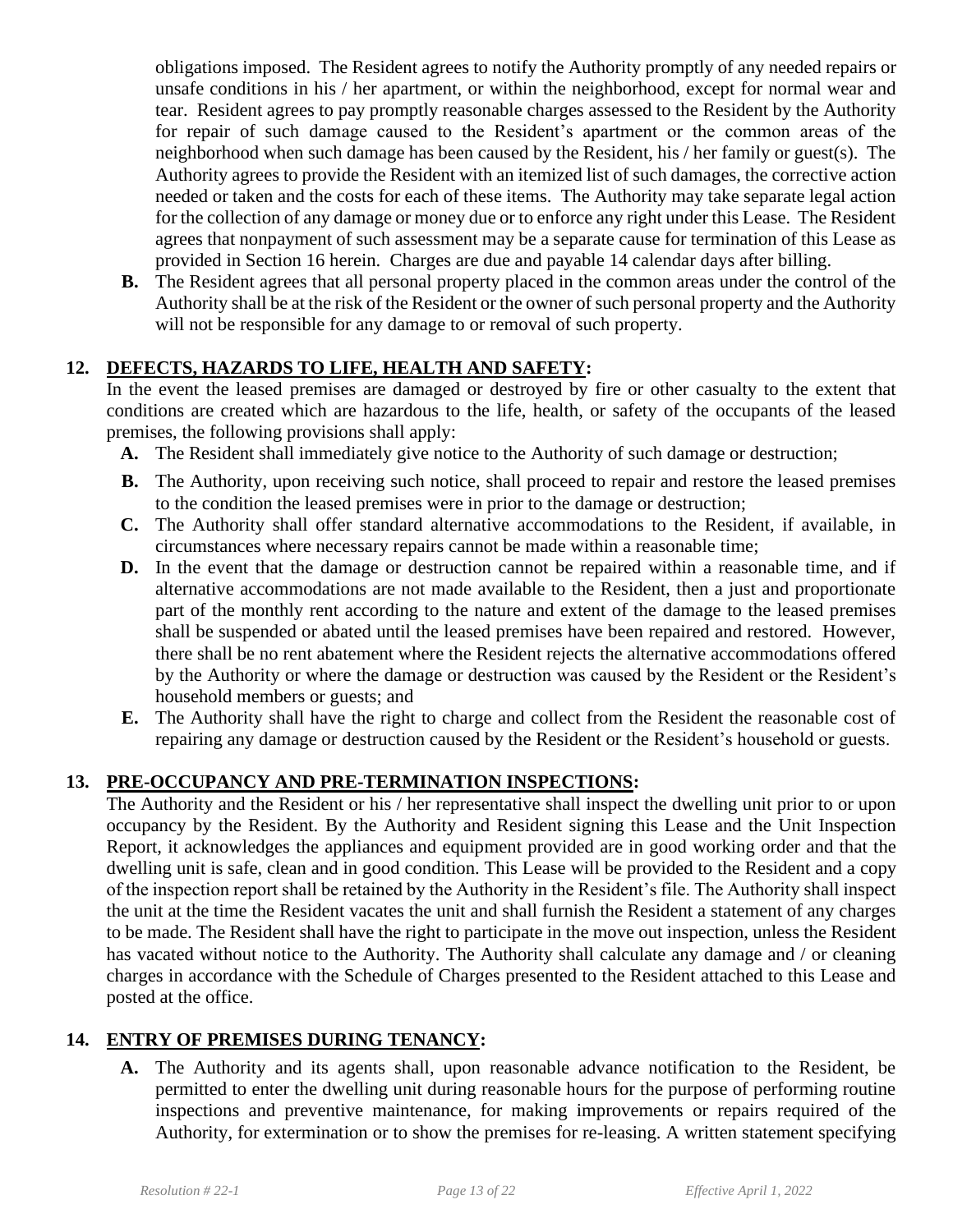obligations imposed. The Resident agrees to notify the Authority promptly of any needed repairs or unsafe conditions in his / her apartment, or within the neighborhood, except for normal wear and tear. Resident agrees to pay promptly reasonable charges assessed to the Resident by the Authority for repair of such damage caused to the Resident's apartment or the common areas of the neighborhood when such damage has been caused by the Resident, his / her family or guest(s). The Authority agrees to provide the Resident with an itemized list of such damages, the corrective action needed or taken and the costs for each of these items. The Authority may take separate legal action for the collection of any damage or money due or to enforce any right under this Lease. The Resident agrees that nonpayment of such assessment may be a separate cause for termination of this Lease as provided in Section 16 herein. Charges are due and payable 14 calendar days after billing.

**B.** The Resident agrees that all personal property placed in the common areas under the control of the Authority shall be at the risk of the Resident or the owner of such personal property and the Authority will not be responsible for any damage to or removal of such property.

## 12. DEFECTS, HAZARDS TO LIFE, HEALTH AND SAFETY:

In the event the leased premises are damaged or destroyed by fire or other casualty to the extent that conditions are created which are hazardous to the life, health, or safety of the occupants of the leased premises, the following provisions shall apply:

**A.** The Resident shall immediately give notice to the Authority of such damage or destruction;

**B.** The Authority, upon receiving such notice, shall proceed to repair and restore the leased premises to the condition the leased premises were in prior to the damage or destruction;

**C.** The Authority shall offer standard alternative accommodations to the Resident, if available, in circumstances where necessary repairs cannot be made within a reasonable time;

**D.** In the event that the damage or destruction cannot be repaired within a reasonable time, and if alternative accommodations are not made available to the Resident, then a just and proportionate part of the monthly rent according to the nature and extent of the damage to the leased premises shall be suspended or abated until the leased premises have been repaired and restored. However, there shall be no rent abatement where the Resident rejects the alternative accommodations offered by the Authority or where the damage or destruction was caused by the Resident or the Resident's household members or guests; and

**E.** The Authority shall have the right to charge and collect from the Resident the reasonable cost of repairing any damage or destruction caused by the Resident or the Resident's household or guests.

## 13. PRE-OCCUPANCY AND PRE-TERMINATION INSPECTIONS:

The Authority and the Resident or his / her representative shall inspect the dwelling unit prior to or upon occupancy by the Resident. By the Authority and Resident signing this Lease and the Unit Inspection Report, it acknowledges the appliances and equipment provided are in good working order and that the dwelling unit is safe, clean and in good condition. This Lease will be provided to the Resident and a copy of the inspection report shall be retained by the Authority in the Resident's file. The Authority shall inspect the unit at the time the Resident vacates the unit and shall furnish the Resident a statement of any charges to be made. The Resident shall have the right to participate in the move out inspection, unless the Resident has vacated without notice to the Authority. The Authority shall calculate any damage and / or cleaning charges in accordance with the Schedule of Charges presented to the Resident attached to this Lease and posted at the office.

## 14. ENTRY OF PREMISES DURING TENANCY:

**A.** The Authority and its agents shall, upon reasonable advance notification to the Resident, be permitted to enter the dwelling unit during reasonable hours for the purpose of performing routine inspections and preventive maintenance, for making improvements or repairs required of the Authority, for extermination or to show the premises for re-leasing. A written statement specifying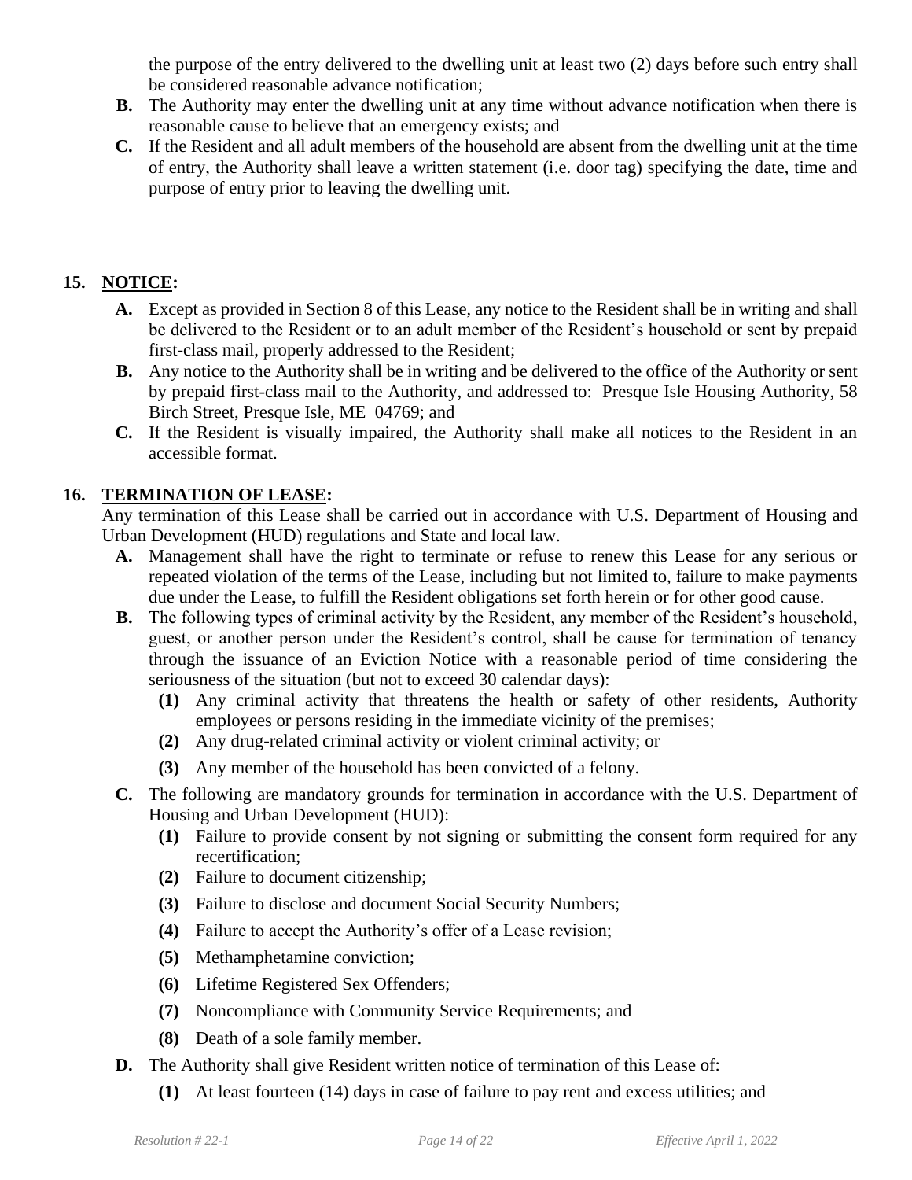the purpose of the entry delivered to the dwelling unit at least two (2) days before such entry shall be considered reasonable advance notification;

**B.** The Authority may enter the dwelling unit at any time without advance notification when there is reasonable cause to believe that an emergency exists; and

**C.** If the Resident and all adult members of the household are absent from the dwelling unit at the time of entry, the Authority shall leave a written statement (i.e. door tag) specifying the date, time and purpose of entry prior to leaving the dwelling unit.

## 15. NOTICE:

**A.** Except as provided in Section 8 of this Lease, any notice to the Resident shall be in writing and shall be delivered to the Resident or to an adult member of the Resident's household or sent by prepaid first-class mail, properly addressed to the Resident;

**B.** Any notice to the Authority shall be in writing and be delivered to the office of the Authority or sent by prepaid first-class mail to the Authority, and addressed to: Presque Isle Housing Authority, 58 Birch Street, Presque Isle, ME 04769; and

**C.** If the Resident is visually impaired, the Authority shall make all notices to the Resident in an accessible format.

## 16. TERMINATION OF LEASE:

Any termination of this Lease shall be carried out in accordance with U.S. Department of Housing and Urban Development (HUD) regulations and State and local law.

**A.** Management shall have the right to terminate or refuse to renew this Lease for any serious or repeated violation of the terms of the Lease, including but not limited to, failure to make payments due under the Lease, to fulfill the Resident obligations set forth herein or for other good cause.

**B.** The following types of criminal activity by the Resident, any member of the Resident's household, guest, or another person under the Resident's control, shall be cause for termination of tenancy through the issuance of an Eviction Notice with a reasonable period of time considering the seriousness of the situation (but not to exceed 30 calendar days):

- **(1)** Any criminal activity that threatens the health or safety of other residents, Authority employees or persons residing in the immediate vicinity of the premises;
- **(2)** Any drug-related criminal activity or violent criminal activity; or
- **(3)** Any member of the household has been convicted of a felony.

**C.** The following are mandatory grounds for termination in accordance with the U.S. Department of Housing and Urban Development (HUD):

- **(1)** Failure to provide consent by not signing or submitting the consent form required for any recertification;
- **(2)** Failure to document citizenship;
- **(3)** Failure to disclose and document Social Security Numbers;
- **(4)** Failure to accept the Authority's offer of a Lease revision;
- **(5)** Methamphetamine conviction;
- **(6)** Lifetime Registered Sex Offenders;
- **(7)** Noncompliance with Community Service Requirements; and
- **(8)** Death of a sole family member.

**D.** The Authority shall give Resident written notice of termination of this Lease of:

- **(1)** At least fourteen (14) days in case of failure to pay rent and excess utilities; and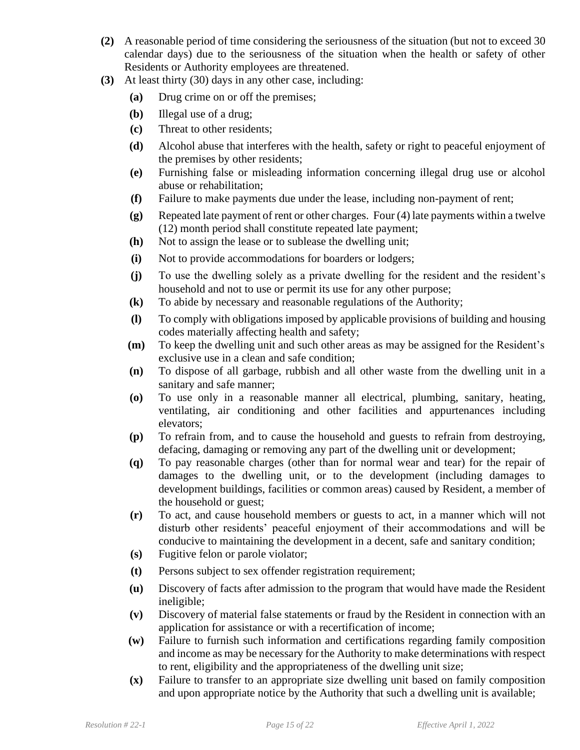- **(2)** A reasonable period of time considering the seriousness of the situation (but not to exceed 30 calendar days) due to the seriousness of the situation when the health or safety of other Residents or Authority employees are threatened.
- **(3)** At least thirty (30) days in any other case, including:
  - **(a)** Drug crime on or off the premises;
  - **(b)** Illegal use of a drug;
  - **(c)** Threat to other residents;
  - **(d)** Alcohol abuse that interferes with the health, safety or right to peaceful enjoyment of the premises by other residents;
  - **(e)** Furnishing false or misleading information concerning illegal drug use or alcohol abuse or rehabilitation;
  - **(f)** Failure to make payments due under the lease, including non-payment of rent;
  - **(g)** Repeated late payment of rent or other charges. Four (4) late payments within a twelve (12) month period shall constitute repeated late payment;
  - **(h)** Not to assign the lease or to sublease the dwelling unit;
  - **(i)** Not to provide accommodations for boarders or lodgers;
  - **(j)** To use the dwelling solely as a private dwelling for the resident and the resident's household and not to use or permit its use for any other purpose;
  - **(k)** To abide by necessary and reasonable regulations of the Authority;
  - **(l)** To comply with obligations imposed by applicable provisions of building and housing codes materially affecting health and safety;
  - **(m)** To keep the dwelling unit and such other areas as may be assigned for the Resident's exclusive use in a clean and safe condition;
  - **(n)** To dispose of all garbage, rubbish and all other waste from the dwelling unit in a sanitary and safe manner;
  - **(o)** To use only in a reasonable manner all electrical, plumbing, sanitary, heating, ventilating, air conditioning and other facilities and appurtenances including elevators;
  - **(p)** To refrain from, and to cause the household and guests to refrain from destroying, defacing, damaging or removing any part of the dwelling unit or development;
  - **(q)** To pay reasonable charges (other than for normal wear and tear) for the repair of damages to the dwelling unit, or to the development (including damages to development buildings, facilities or common areas) caused by Resident, a member of the household or guest;
  - **(r)** To act, and cause household members or guests to act, in a manner which will not disturb other residents' peaceful enjoyment of their accommodations and will be conducive to maintaining the development in a decent, safe and sanitary condition;
  - **(s)** Fugitive felon or parole violator;
  - **(t)** Persons subject to sex offender registration requirement;
  - **(u)** Discovery of facts after admission to the program that would have made the Resident ineligible;
  - **(v)** Discovery of material false statements or fraud by the Resident in connection with an application for assistance or with a recertification of income;
  - **(w)** Failure to furnish such information and certifications regarding family composition and income as may be necessary for the Authority to make determinations with respect to rent, eligibility and the appropriateness of the dwelling unit size;
  - **(x)** Failure to transfer to an appropriate size dwelling unit based on family composition and upon appropriate notice by the Authority that such a dwelling unit is available;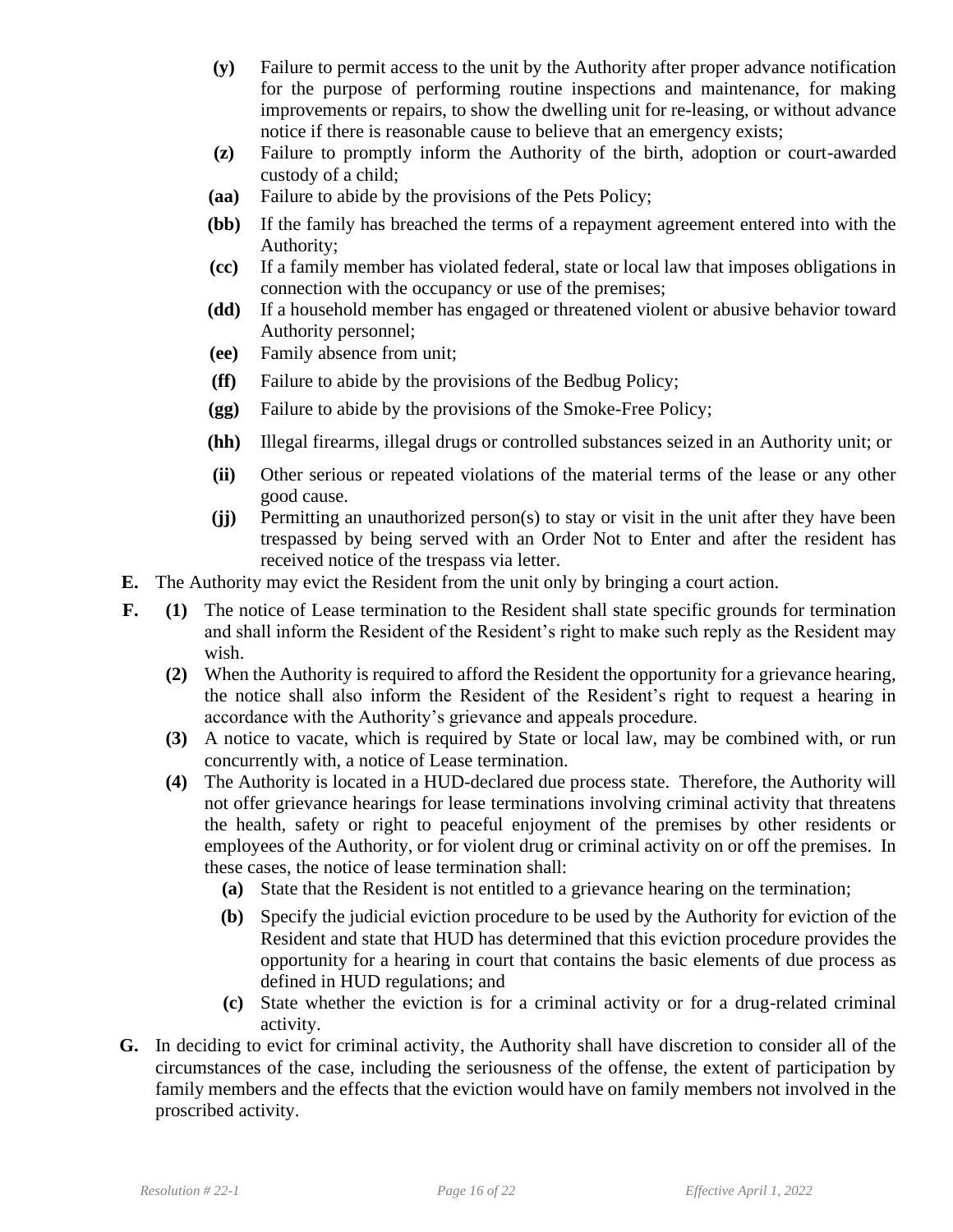- **(y)** Failure to permit access to the unit by the Authority after proper advance notification for the purpose of performing routine inspections and maintenance, for making improvements or repairs, to show the dwelling unit for re-leasing, or without advance notice if there is reasonable cause to believe that an emergency exists;
- **(z)** Failure to promptly inform the Authority of the birth, adoption or court-awarded custody of a child;
- **(aa)** Failure to abide by the provisions of the Pets Policy;
- **(bb)** If the family has breached the terms of a repayment agreement entered into with the Authority;
- **(cc)** If a family member has violated federal, state or local law that imposes obligations in connection with the occupancy or use of the premises;
- **(dd)** If a household member has engaged or threatened violent or abusive behavior toward Authority personnel;
- **(ee)** Family absence from unit;
- **(ff)** Failure to abide by the provisions of the Bedbug Policy;
- **(gg)** Failure to abide by the provisions of the Smoke-Free Policy;
- **(hh)** Illegal firearms, illegal drugs or controlled substances seized in an Authority unit; or
- **(ii)** Other serious or repeated violations of the material terms of the lease or any other good cause.
- **(jj)** Permitting an unauthorized person(s) to stay or visit in the unit after they have been trespassed by being served with an Order Not to Enter and after the resident has received notice of the trespass via letter.

**E.** The Authority may evict the Resident from the unit only by bringing a court action.

**F.**

- **(1)** The notice of Lease termination to the Resident shall state specific grounds for termination and shall inform the Resident of the Resident's right to make such reply as the Resident may wish.
- **(2)** When the Authority is required to afford the Resident the opportunity for a grievance hearing, the notice shall also inform the Resident of the Resident's right to request a hearing in accordance with the Authority's grievance and appeals procedure.
- **(3)** A notice to vacate, which is required by State or local law, may be combined with, or run concurrently with, a notice of Lease termination.
- **(4)** The Authority is located in a HUD-declared due process state. Therefore, the Authority will not offer grievance hearings for lease terminations involving criminal activity that threatens the health, safety or right to peaceful enjoyment of the premises by other residents or employees of the Authority, or for violent drug or criminal activity on or off the premises. In these cases, the notice of lease termination shall:
  - **(a)** State that the Resident is not entitled to a grievance hearing on the termination;
  - **(b)** Specify the judicial eviction procedure to be used by the Authority for eviction of the Resident and state that HUD has determined that this eviction procedure provides the opportunity for a hearing in court that contains the basic elements of due process as defined in HUD regulations; and
  - **(c)** State whether the eviction is for a criminal activity or for a drug-related criminal activity.

**G.** In deciding to evict for criminal activity, the Authority shall have discretion to consider all of the circumstances of the case, including the seriousness of the offense, the extent of participation by family members and the effects that the eviction would have on family members not involved in the proscribed activity.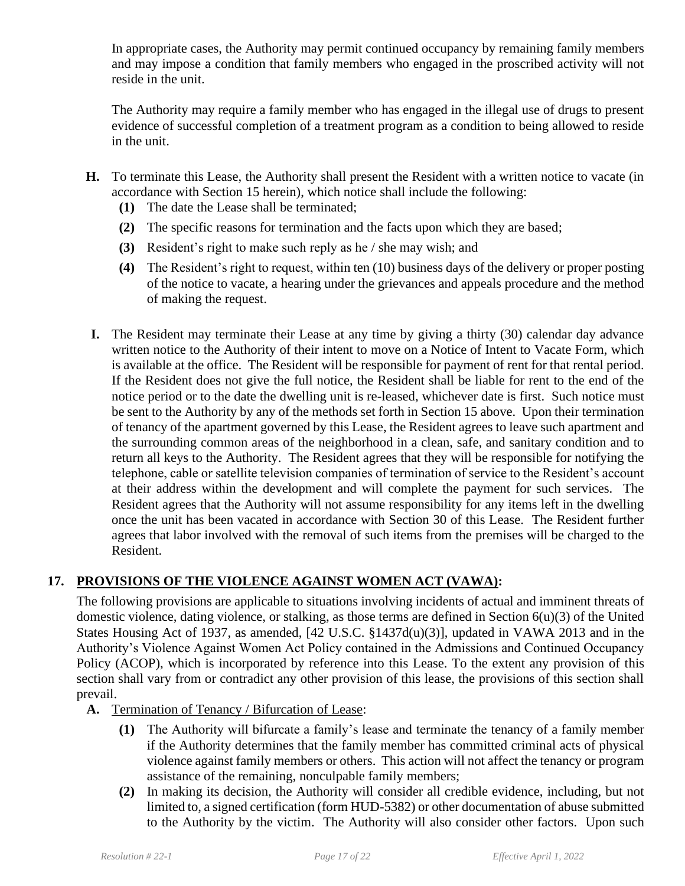In appropriate cases, the Authority may permit continued occupancy by remaining family members and may impose a condition that family members who engaged in the proscribed activity will not reside in the unit.

The Authority may require a family member who has engaged in the illegal use of drugs to present evidence of successful completion of a treatment program as a condition to being allowed to reside in the unit.

**H.** To terminate this Lease, the Authority shall present the Resident with a written notice to vacate (in accordance with Section 15 herein), which notice shall include the following:

**(1)** The date the Lease shall be terminated;

**(2)** The specific reasons for termination and the facts upon which they are based;

**(3)** Resident's right to make such reply as he / she may wish; and

**(4)** The Resident's right to request, within ten (10) business days of the delivery or proper posting of the notice to vacate, a hearing under the grievances and appeals procedure and the method of making the request.

**I.** The Resident may terminate their Lease at any time by giving a thirty (30) calendar day advance written notice to the Authority of their intent to move on a Notice of Intent to Vacate Form, which is available at the office. The Resident will be responsible for payment of rent for that rental period. If the Resident does not give the full notice, the Resident shall be liable for rent to the end of the notice period or to the date the dwelling unit is re-leased, whichever date is first. Such notice must be sent to the Authority by any of the methods set forth in Section 15 above. Upon their termination of tenancy of the apartment governed by this Lease, the Resident agrees to leave such apartment and the surrounding common areas of the neighborhood in a clean, safe, and sanitary condition and to return all keys to the Authority. The Resident agrees that they will be responsible for notifying the telephone, cable or satellite television companies of termination of service to the Resident's account at their address within the development and will complete the payment for such services. The Resident agrees that the Authority will not assume responsibility for any items left in the dwelling once the unit has been vacated in accordance with Section 30 of this Lease. The Resident further agrees that labor involved with the removal of such items from the premises will be charged to the Resident.

## 17. PROVISIONS OF THE VIOLENCE AGAINST WOMEN ACT (VAWA):

The following provisions are applicable to situations involving incidents of actual and imminent threats of domestic violence, dating violence, or stalking, as those terms are defined in Section 6(u)(3) of the United States Housing Act of 1937, as amended, [42 U.S.C. §1437d(u)(3)], updated in VAWA 2013 and in the Authority's Violence Against Women Act Policy contained in the Admissions and Continued Occupancy Policy (ACOP), which is incorporated by reference into this Lease. To the extent any provision of this section shall vary from or contradict any other provision of this lease, the provisions of this section shall prevail.

**A.** Termination of Tenancy / Bifurcation of Lease:

**(1)** The Authority will bifurcate a family's lease and terminate the tenancy of a family member if the Authority determines that the family member has committed criminal acts of physical violence against family members or others. This action will not affect the tenancy or program assistance of the remaining, nonculpable family members;

**(2)** In making its decision, the Authority will consider all credible evidence, including, but not limited to, a signed certification (form HUD-5382) or other documentation of abuse submitted to the Authority by the victim. The Authority will also consider other factors. Upon such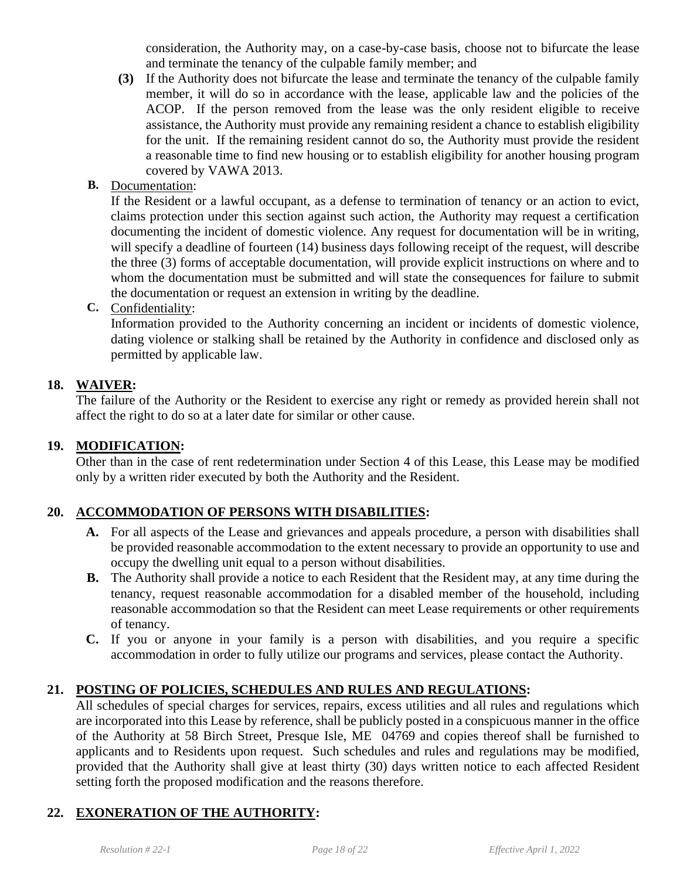consideration, the Authority may, on a case-by-case basis, choose not to bifurcate the lease and terminate the tenancy of the culpable family member; and

**(3)** If the Authority does not bifurcate the lease and terminate the tenancy of the culpable family member, it will do so in accordance with the lease, applicable law and the policies of the ACOP. If the person removed from the lease was the only resident eligible to receive assistance, the Authority must provide any remaining resident a chance to establish eligibility for the unit. If the remaining resident cannot do so, the Authority must provide the resident a reasonable time to find new housing or to establish eligibility for another housing program covered by VAWA 2013.

**B.** Documentation:

If the Resident or a lawful occupant, as a defense to termination of tenancy or an action to evict, claims protection under this section against such action, the Authority may request a certification documenting the incident of domestic violence. Any request for documentation will be in writing, will specify a deadline of fourteen (14) business days following receipt of the request, will describe the three (3) forms of acceptable documentation, will provide explicit instructions on where and to whom the documentation must be submitted and will state the consequences for failure to submit the documentation or request an extension in writing by the deadline.

**C.** Confidentiality:

Information provided to the Authority concerning an incident or incidents of domestic violence, dating violence or stalking shall be retained by the Authority in confidence and disclosed only as permitted by applicable law.

## 18. WAIVER:

The failure of the Authority or the Resident to exercise any right or remedy as provided herein shall not affect the right to do so at a later date for similar or other cause.

## 19. MODIFICATION:

Other than in the case of rent redetermination under Section 4 of this Lease, this Lease may be modified only by a written rider executed by both the Authority and the Resident.

## 20. ACCOMMODATION OF PERSONS WITH DISABILITIES:

**A.** For all aspects of the Lease and grievances and appeals procedure, a person with disabilities shall be provided reasonable accommodation to the extent necessary to provide an opportunity to use and occupy the dwelling unit equal to a person without disabilities.

**B.** The Authority shall provide a notice to each Resident that the Resident may, at any time during the tenancy, request reasonable accommodation for a disabled member of the household, including reasonable accommodation so that the Resident can meet Lease requirements or other requirements of tenancy.

**C.** If you or anyone in your family is a person with disabilities, and you require a specific accommodation in order to fully utilize our programs and services, please contact the Authority.

## 21. POSTING OF POLICIES, SCHEDULES AND RULES AND REGULATIONS:

All schedules of special charges for services, repairs, excess utilities and all rules and regulations which are incorporated into this Lease by reference, shall be publicly posted in a conspicuous manner in the office of the Authority at 58 Birch Street, Presque Isle, ME 04769 and copies thereof shall be furnished to applicants and to Residents upon request. Such schedules and rules and regulations may be modified, provided that the Authority shall give at least thirty (30) days written notice to each affected Resident setting forth the proposed modification and the reasons therefore.

## 22. EXONERATION OF THE AUTHORITY: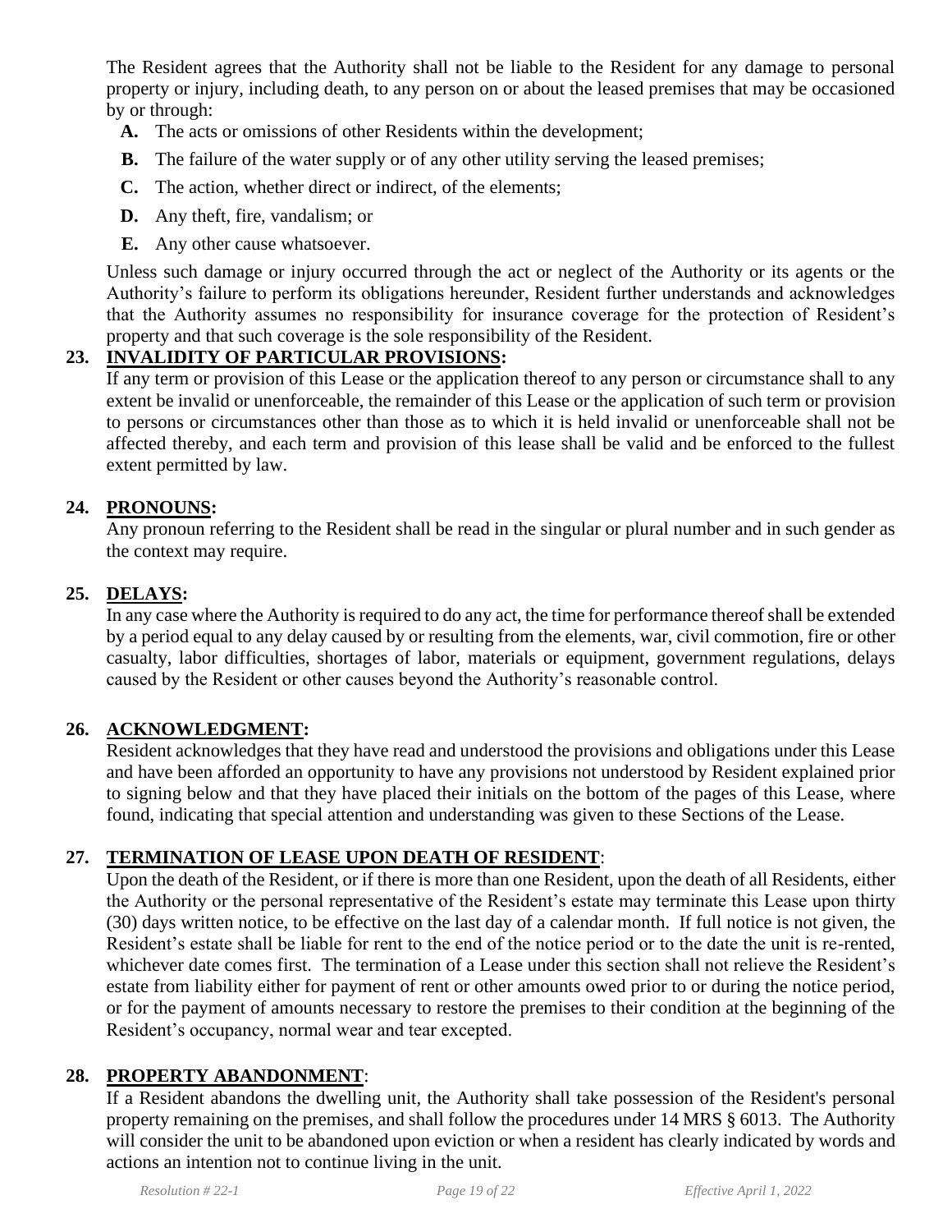The Resident agrees that the Authority shall not be liable to the Resident for any damage to personal property or injury, including death, to any person on or about the leased premises that may be occasioned by or through:

- **A.** The acts or omissions of other Residents within the development;
- **B.** The failure of the water supply or of any other utility serving the leased premises;
- **C.** The action, whether direct or indirect, of the elements;
- **D.** Any theft, fire, vandalism; or
- **E.** Any other cause whatsoever.

Unless such damage or injury occurred through the act or neglect of the Authority or its agents or the Authority's failure to perform its obligations hereunder, Resident further understands and acknowledges that the Authority assumes no responsibility for insurance coverage for the protection of Resident's property and that such coverage is the sole responsibility of the Resident.

**23. INVALIDITY OF PARTICULAR PROVISIONS:**

If any term or provision of this Lease or the application thereof to any person or circumstance shall to any extent be invalid or unenforceable, the remainder of this Lease or the application of such term or provision to persons or circumstances other than those as to which it is held invalid or unenforceable shall not be affected thereby, and each term and provision of this lease shall be valid and be enforced to the fullest extent permitted by law.

**24. PRONOUNS:**

Any pronoun referring to the Resident shall be read in the singular or plural number and in such gender as the context may require.

**25. DELAYS:**

In any case where the Authority is required to do any act, the time for performance thereof shall be extended by a period equal to any delay caused by or resulting from the elements, war, civil commotion, fire or other casualty, labor difficulties, shortages of labor, materials or equipment, government regulations, delays caused by the Resident or other causes beyond the Authority's reasonable control.

**26. ACKNOWLEDGMENT:**

Resident acknowledges that they have read and understood the provisions and obligations under this Lease and have been afforded an opportunity to have any provisions not understood by Resident explained prior to signing below and that they have placed their initials on the bottom of the pages of this Lease, where found, indicating that special attention and understanding was given to these Sections of the Lease.

**27. TERMINATION OF LEASE UPON DEATH OF RESIDENT:**

Upon the death of the Resident, or if there is more than one Resident, upon the death of all Residents, either the Authority or the personal representative of the Resident's estate may terminate this Lease upon thirty (30) days written notice, to be effective on the last day of a calendar month. If full notice is not given, the Resident's estate shall be liable for rent to the end of the notice period or to the date the unit is re-rented, whichever date comes first. The termination of a Lease under this section shall not relieve the Resident's estate from liability either for payment of rent or other amounts owed prior to or during the notice period, or for the payment of amounts necessary to restore the premises to their condition at the beginning of the Resident's occupancy, normal wear and tear excepted.

**28. PROPERTY ABANDONMENT:**

If a Resident abandons the dwelling unit, the Authority shall take possession of the Resident's personal property remaining on the premises, and shall follow the procedures under 14 MRS § 6013. The Authority will consider the unit to be abandoned upon eviction or when a resident has clearly indicated by words and actions an intention not to continue living in the unit.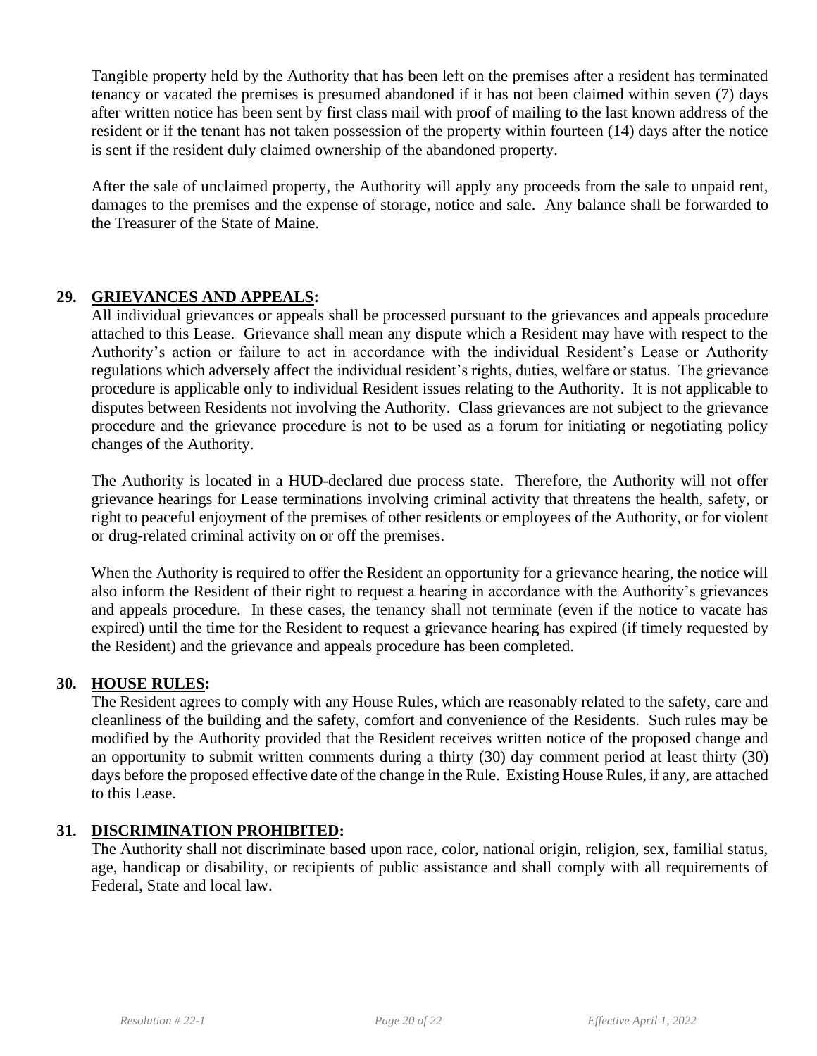Tangible property held by the Authority that has been left on the premises after a resident has terminated tenancy or vacated the premises is presumed abandoned if it has not been claimed within seven (7) days after written notice has been sent by first class mail with proof of mailing to the last known address of the resident or if the tenant has not taken possession of the property within fourteen (14) days after the notice is sent if the resident duly claimed ownership of the abandoned property.

After the sale of unclaimed property, the Authority will apply any proceeds from the sale to unpaid rent, damages to the premises and the expense of storage, notice and sale. Any balance shall be forwarded to the Treasurer of the State of Maine.

## 29. GRIEVANCES AND APPEALS:

All individual grievances or appeals shall be processed pursuant to the grievances and appeals procedure attached to this Lease. Grievance shall mean any dispute which a Resident may have with respect to the Authority's action or failure to act in accordance with the individual Resident's Lease or Authority regulations which adversely affect the individual resident's rights, duties, welfare or status. The grievance procedure is applicable only to individual Resident issues relating to the Authority. It is not applicable to disputes between Residents not involving the Authority. Class grievances are not subject to the grievance procedure and the grievance procedure is not to be used as a forum for initiating or negotiating policy changes of the Authority.

The Authority is located in a HUD-declared due process state. Therefore, the Authority will not offer grievance hearings for Lease terminations involving criminal activity that threatens the health, safety, or right to peaceful enjoyment of the premises of other residents or employees of the Authority, or for violent or drug-related criminal activity on or off the premises.

When the Authority is required to offer the Resident an opportunity for a grievance hearing, the notice will also inform the Resident of their right to request a hearing in accordance with the Authority's grievances and appeals procedure. In these cases, the tenancy shall not terminate (even if the notice to vacate has expired) until the time for the Resident to request a grievance hearing has expired (if timely requested by the Resident) and the grievance and appeals procedure has been completed.

## 30. HOUSE RULES:

The Resident agrees to comply with any House Rules, which are reasonably related to the safety, care and cleanliness of the building and the safety, comfort and convenience of the Residents. Such rules may be modified by the Authority provided that the Resident receives written notice of the proposed change and an opportunity to submit written comments during a thirty (30) day comment period at least thirty (30) days before the proposed effective date of the change in the Rule. Existing House Rules, if any, are attached to this Lease.

## 31. DISCRIMINATION PROHIBITED:

The Authority shall not discriminate based upon race, color, national origin, religion, sex, familial status, age, handicap or disability, or recipients of public assistance and shall comply with all requirements of Federal, State and local law.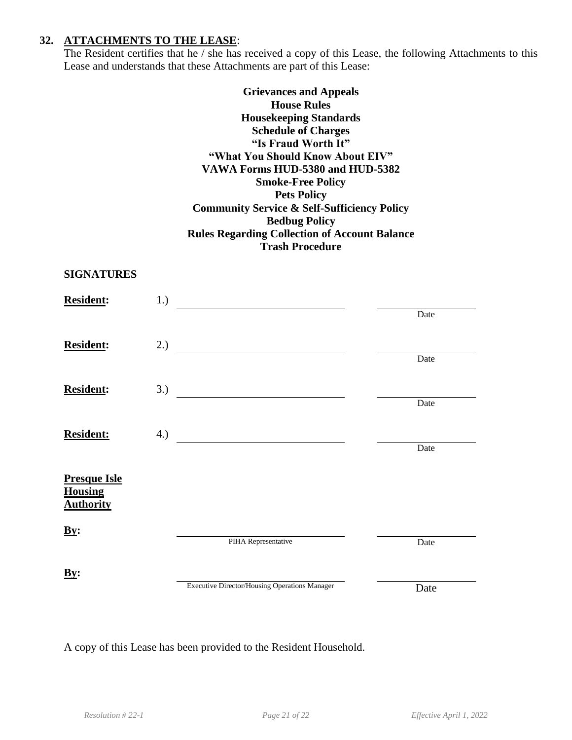**32. ATTACHMENTS TO THE LEASE**:

The Resident certifies that he / she has received a copy of this Lease, the following Attachments to this Lease and understands that these Attachments are part of this Lease:

**Grievances and Appeals**
**House Rules**
**Housekeeping Standards**
**Schedule of Charges**
**"Is Fraud Worth It"**
**"What You Should Know About EIV"**
**VAWA Forms HUD-5380 and HUD-5382**
**Smoke-Free Policy**
**Pets Policy**
**Community Service & Self-Sufficiency Policy**
**Bedbug Policy**
**Rules Regarding Collection of Account Balance**
**Trash Procedure**

**SIGNATURES**

**Resident:** 1.) ______________________________ ____________________
Date

**Resident:** 2.) ______________________________ ____________________
Date

**Resident:** 3.) ______________________________ ____________________
Date

**Resident:** 4.) ______________________________ ____________________
Date

**Presque Isle Housing Authority**

**By:** ______________________________ ____________________
PIHA Representative Date

**By:** ______________________________ ____________________
Executive Director/Housing Operations Manager Date

A copy of this Lease has been provided to the Resident Household.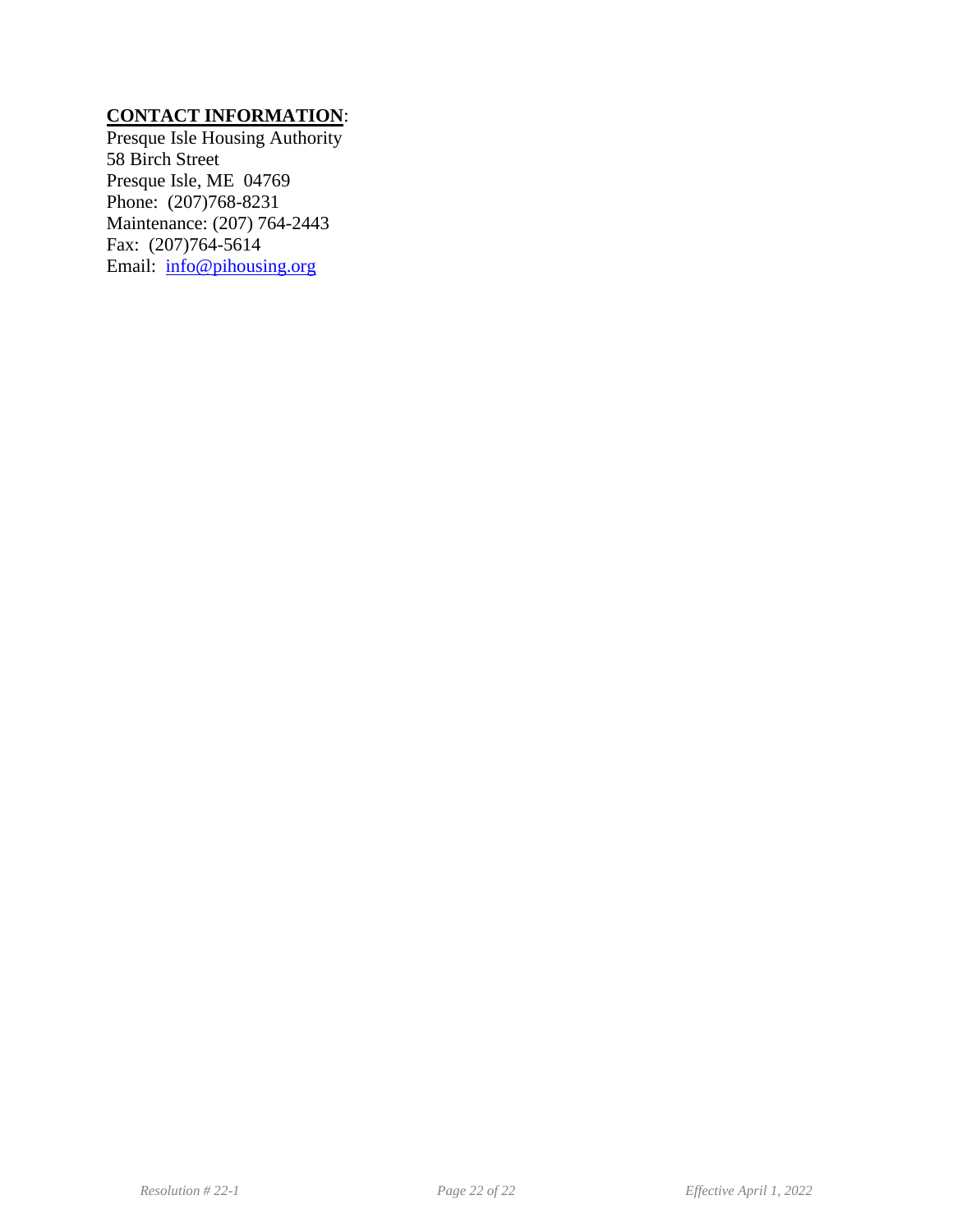**CONTACT INFORMATION**:

Presque Isle Housing Authority
58 Birch Street
Presque Isle, ME  04769
Phone:  (207)768-8231
Maintenance: (207) 764-2443
Fax:  (207)764-5614
Email:  info@pihousing.org